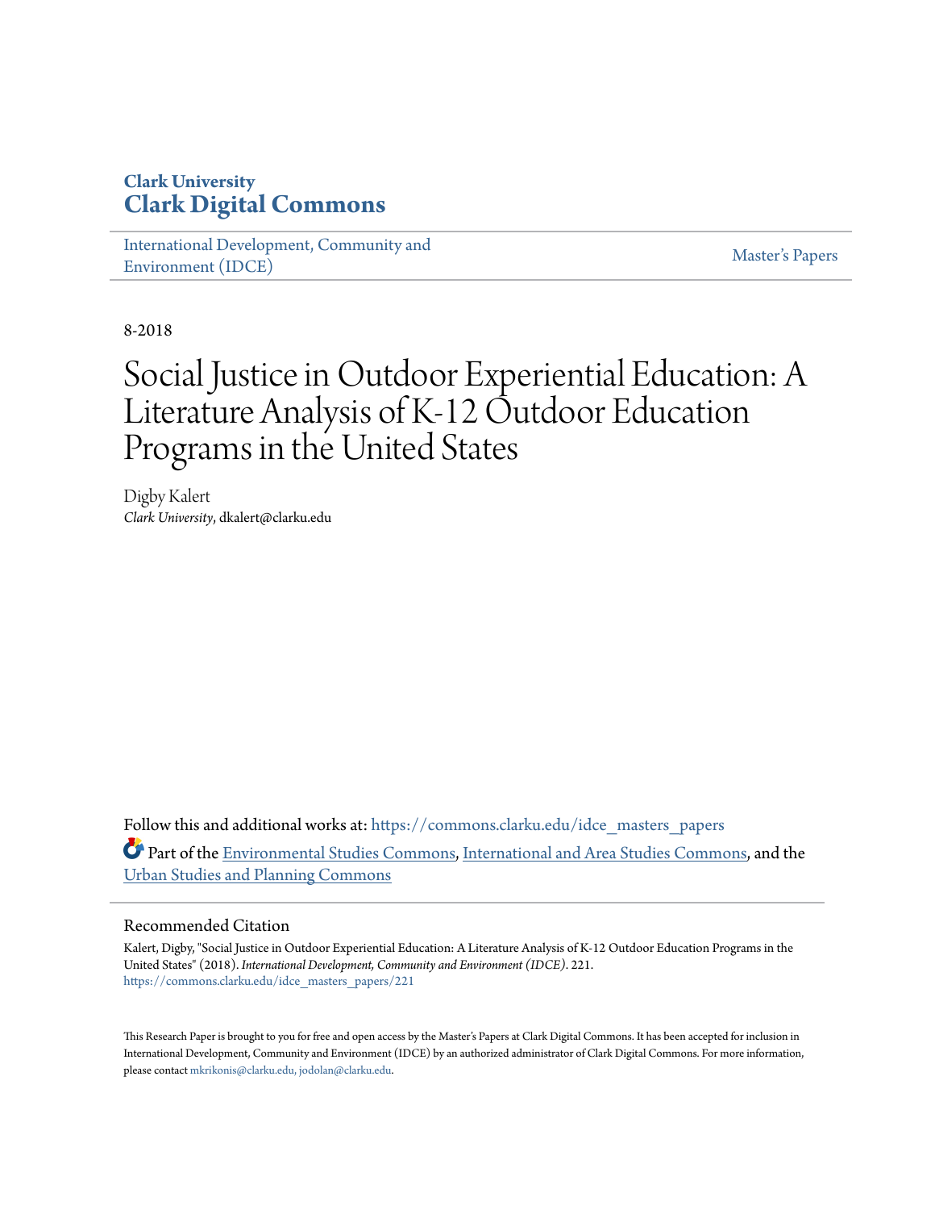Clark University

# Clark Digital Commons

International Development, Community and Environment (IDCE) | Master's Papers

8-2018

# Social Justice in Outdoor Experiential Education: A Literature Analysis of K-12 Outdoor Education Programs in the United States

Digby Kalert
*Clark University*, dkalert@clarku.edu

Follow this and additional works at: https://commons.clarku.edu/idce_masters_papers

Part of the Environmental Studies Commons, International and Area Studies Commons, and the Urban Studies and Planning Commons

## Recommended Citation

Kalert, Digby, "Social Justice in Outdoor Experiential Education: A Literature Analysis of K-12 Outdoor Education Programs in the United States" (2018). *International Development, Community and Environment (IDCE)*. 221.
https://commons.clarku.edu/idce_masters_papers/221

This Research Paper is brought to you for free and open access by the Master's Papers at Clark Digital Commons. It has been accepted for inclusion in International Development, Community and Environment (IDCE) by an authorized administrator of Clark Digital Commons. For more information, please contact mkrikonis@clarku.edu, jodolan@clarku.edu.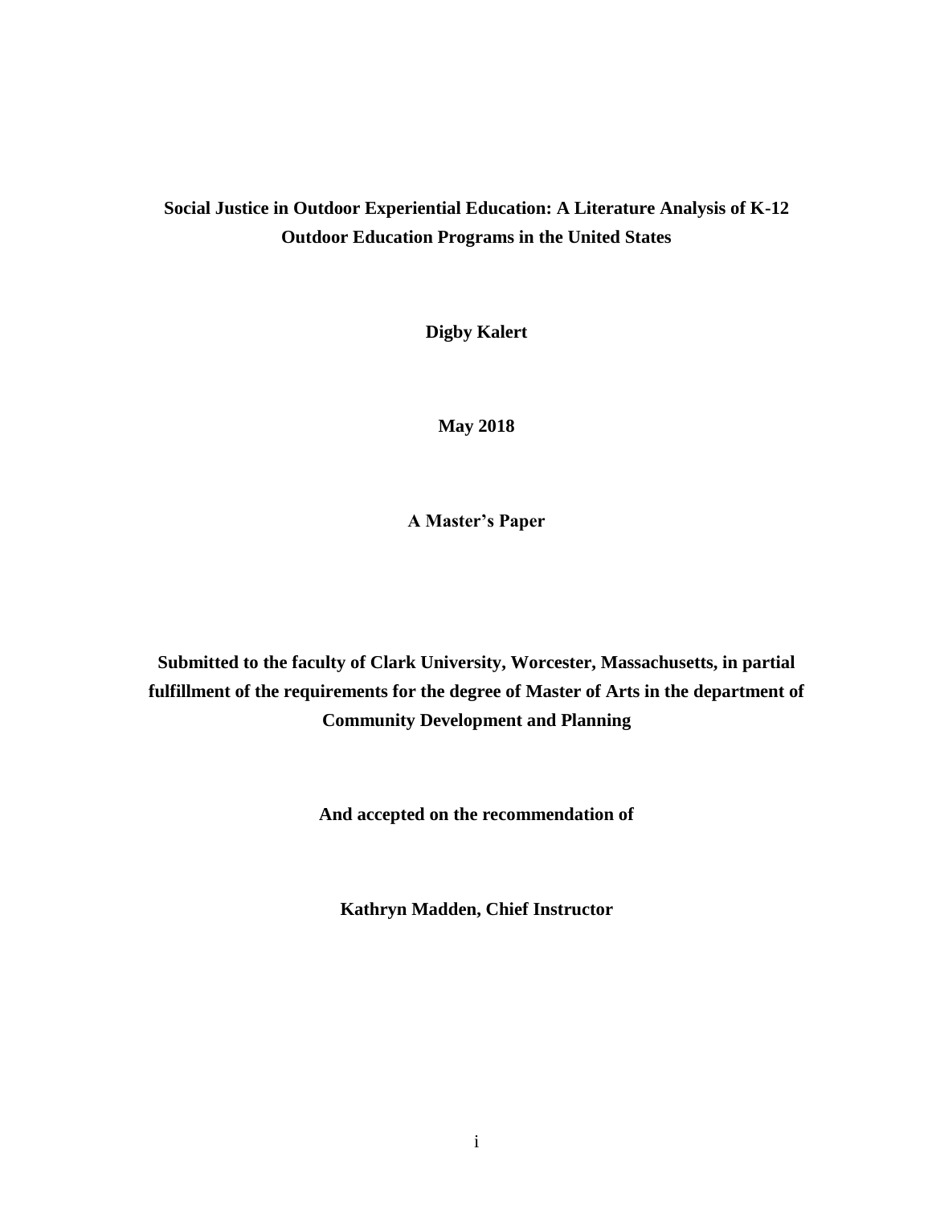**Social Justice in Outdoor Experiential Education: A Literature Analysis of K-12 Outdoor Education Programs in the United States**

**Digby Kalert**

**May 2018**

**A Master's Paper**

**Submitted to the faculty of Clark University, Worcester, Massachusetts, in partial fulfillment of the requirements for the degree of Master of Arts in the department of Community Development and Planning**

**And accepted on the recommendation of**

**Kathryn Madden, Chief Instructor**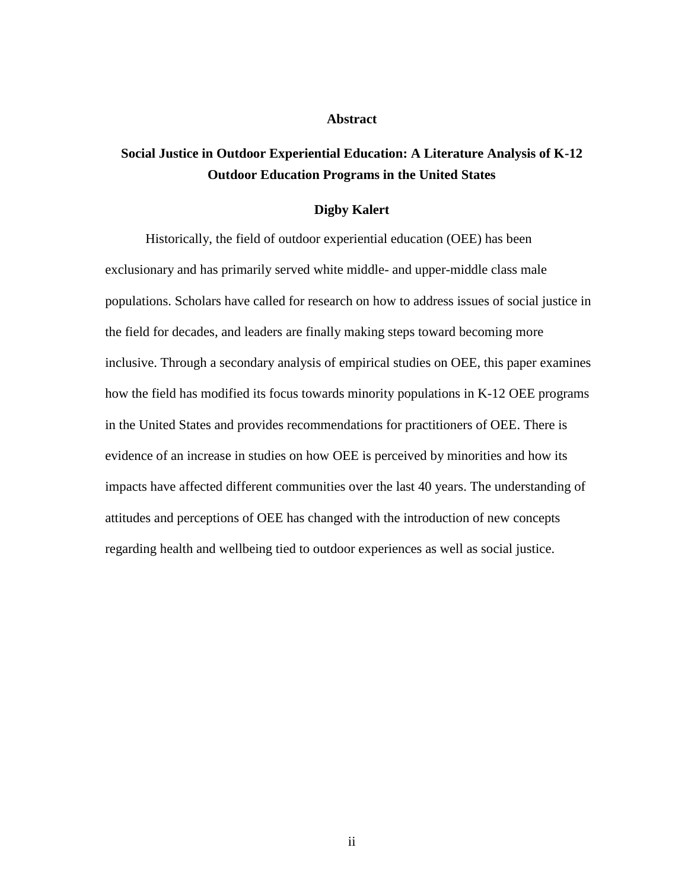# Abstract

## Social Justice in Outdoor Experiential Education: A Literature Analysis of K-12 Outdoor Education Programs in the United States

**Digby Kalert**

Historically, the field of outdoor experiential education (OEE) has been exclusionary and has primarily served white middle- and upper-middle class male populations. Scholars have called for research on how to address issues of social justice in the field for decades, and leaders are finally making steps toward becoming more inclusive. Through a secondary analysis of empirical studies on OEE, this paper examines how the field has modified its focus towards minority populations in K-12 OEE programs in the United States and provides recommendations for practitioners of OEE. There is evidence of an increase in studies on how OEE is perceived by minorities and how its impacts have affected different communities over the last 40 years. The understanding of attitudes and perceptions of OEE has changed with the introduction of new concepts regarding health and wellbeing tied to outdoor experiences as well as social justice.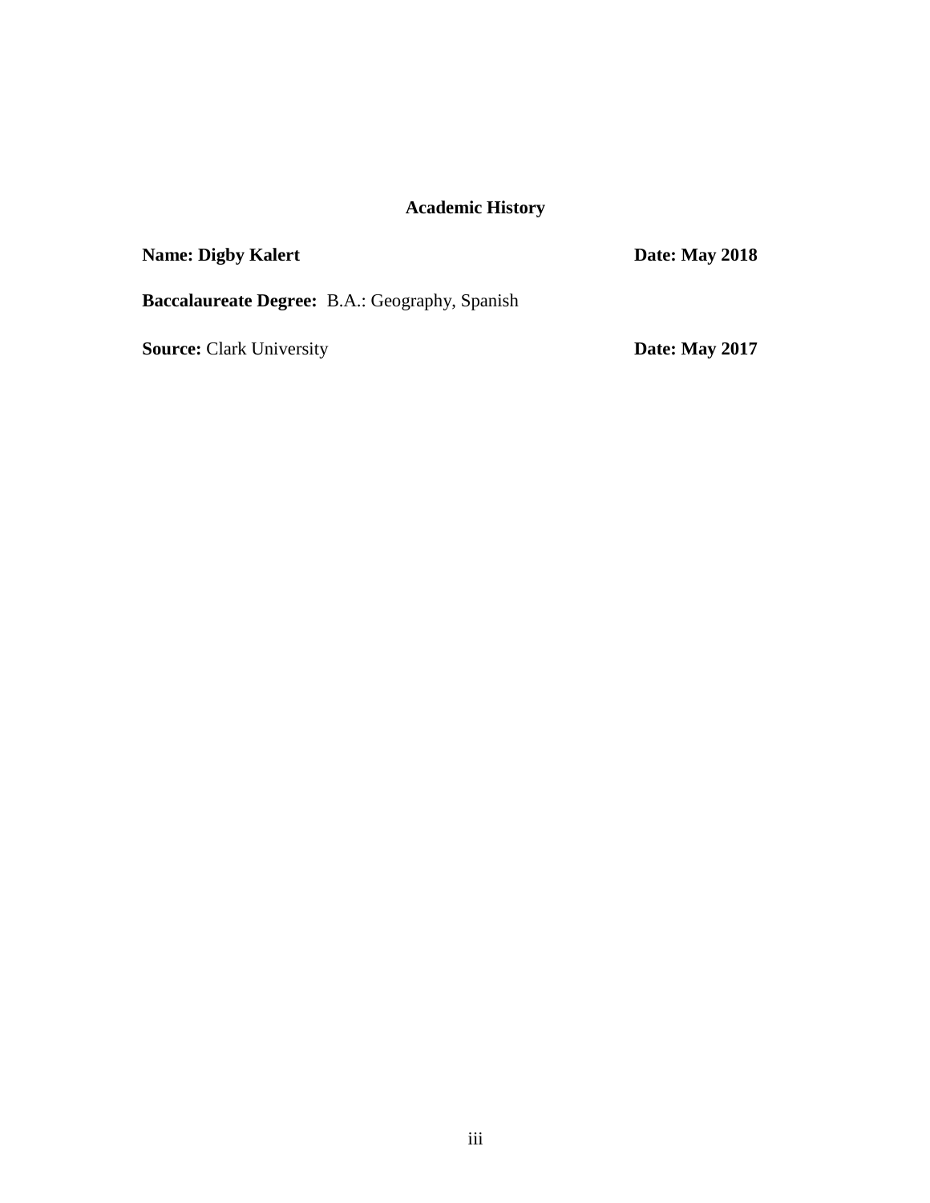## Academic History

**Name: Digby Kalert** **Date: May 2018**

**Baccalaureate Degree:** B.A.: Geography, Spanish

**Source:** Clark University **Date: May 2017**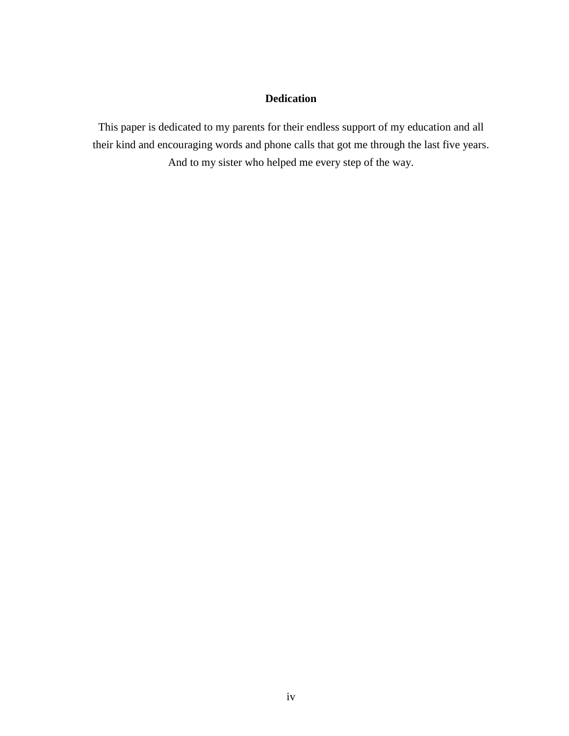# Dedication

This paper is dedicated to my parents for their endless support of my education and all their kind and encouraging words and phone calls that got me through the last five years. And to my sister who helped me every step of the way.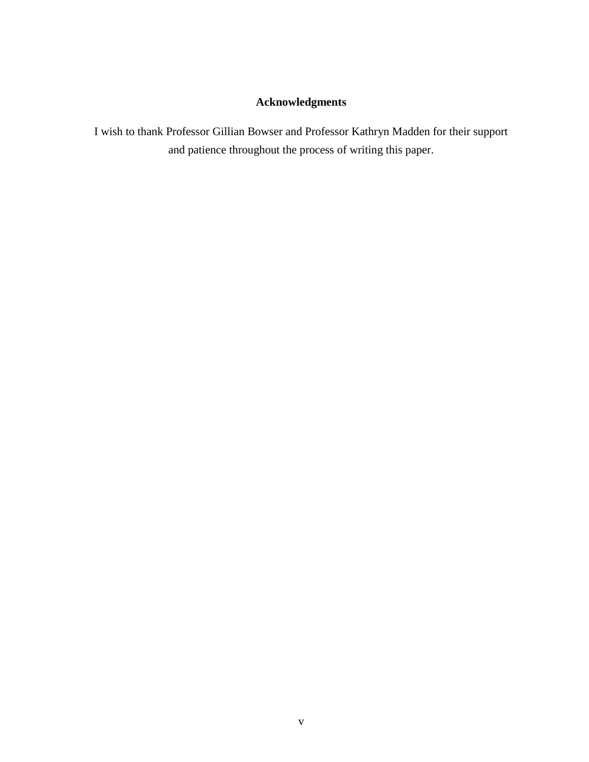# Acknowledgments

I wish to thank Professor Gillian Bowser and Professor Kathryn Madden for their support and patience throughout the process of writing this paper.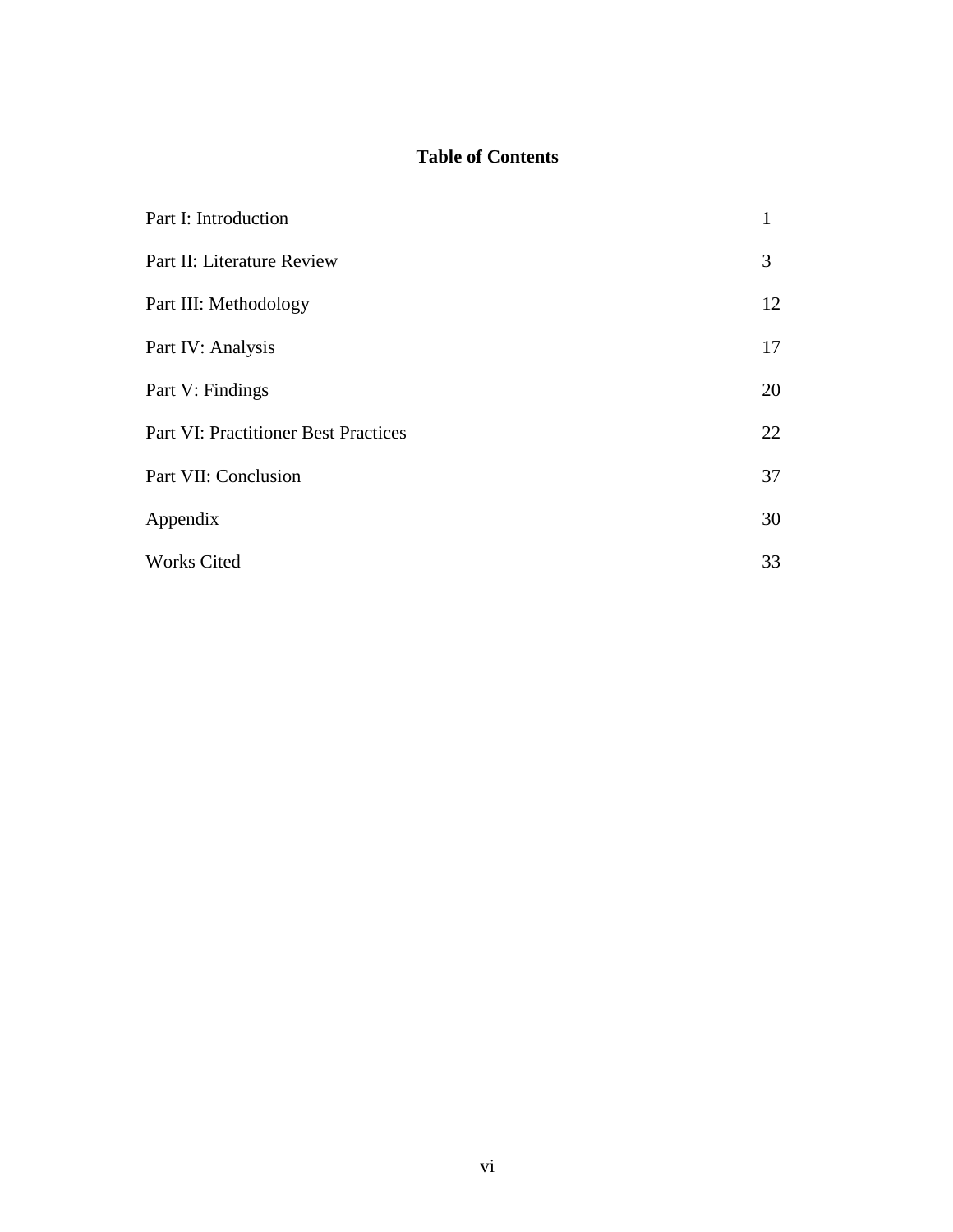# Table of Contents

| | |
|---|---|
| Part I: Introduction | 1 |
| Part II: Literature Review | 3 |
| Part III: Methodology | 12 |
| Part IV: Analysis | 17 |
| Part V: Findings | 20 |
| Part VI: Practitioner Best Practices | 22 |
| Part VII: Conclusion | 37 |
| Appendix | 30 |
| Works Cited | 33 |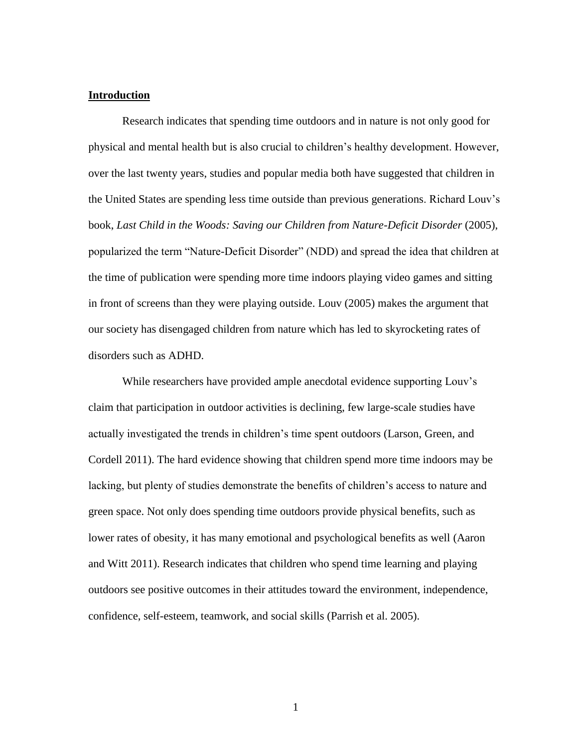## Introduction

Research indicates that spending time outdoors and in nature is not only good for physical and mental health but is also crucial to children's healthy development. However, over the last twenty years, studies and popular media both have suggested that children in the United States are spending less time outside than previous generations. Richard Louv's book, *Last Child in the Woods: Saving our Children from Nature-Deficit Disorder* (2005), popularized the term "Nature-Deficit Disorder" (NDD) and spread the idea that children at the time of publication were spending more time indoors playing video games and sitting in front of screens than they were playing outside. Louv (2005) makes the argument that our society has disengaged children from nature which has led to skyrocketing rates of disorders such as ADHD.

While researchers have provided ample anecdotal evidence supporting Louv's claim that participation in outdoor activities is declining, few large-scale studies have actually investigated the trends in children's time spent outdoors (Larson, Green, and Cordell 2011). The hard evidence showing that children spend more time indoors may be lacking, but plenty of studies demonstrate the benefits of children's access to nature and green space. Not only does spending time outdoors provide physical benefits, such as lower rates of obesity, it has many emotional and psychological benefits as well (Aaron and Witt 2011). Research indicates that children who spend time learning and playing outdoors see positive outcomes in their attitudes toward the environment, independence, confidence, self-esteem, teamwork, and social skills (Parrish et al. 2005).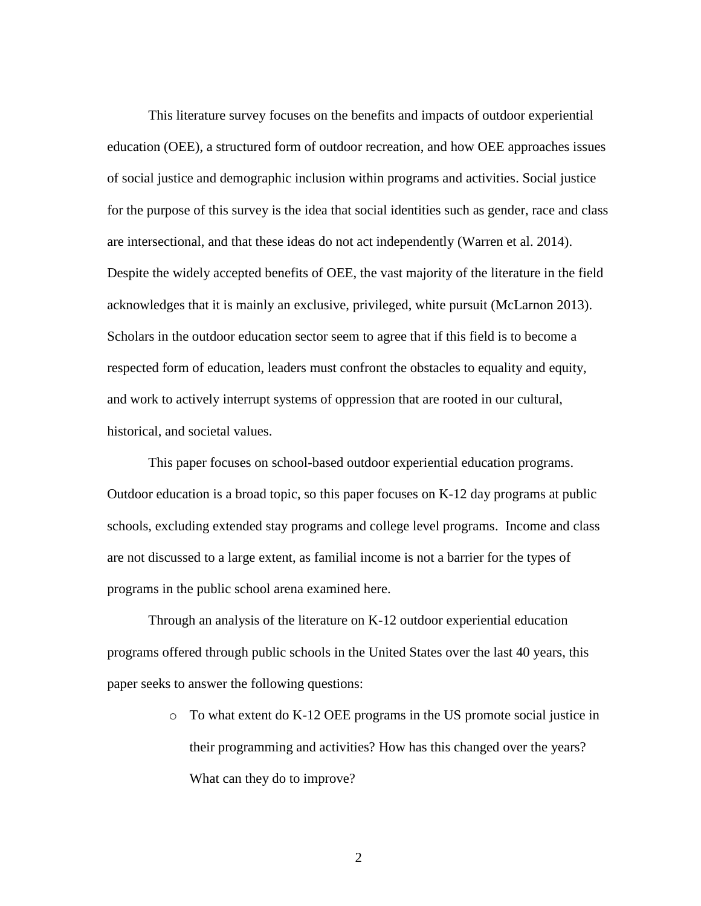This literature survey focuses on the benefits and impacts of outdoor experiential education (OEE), a structured form of outdoor recreation, and how OEE approaches issues of social justice and demographic inclusion within programs and activities. Social justice for the purpose of this survey is the idea that social identities such as gender, race and class are intersectional, and that these ideas do not act independently (Warren et al. 2014). Despite the widely accepted benefits of OEE, the vast majority of the literature in the field acknowledges that it is mainly an exclusive, privileged, white pursuit (McLarnon 2013). Scholars in the outdoor education sector seem to agree that if this field is to become a respected form of education, leaders must confront the obstacles to equality and equity, and work to actively interrupt systems of oppression that are rooted in our cultural, historical, and societal values.

This paper focuses on school-based outdoor experiential education programs. Outdoor education is a broad topic, so this paper focuses on K-12 day programs at public schools, excluding extended stay programs and college level programs. Income and class are not discussed to a large extent, as familial income is not a barrier for the types of programs in the public school arena examined here.

Through an analysis of the literature on K-12 outdoor experiential education programs offered through public schools in the United States over the last 40 years, this paper seeks to answer the following questions:

- To what extent do K-12 OEE programs in the US promote social justice in their programming and activities? How has this changed over the years? What can they do to improve?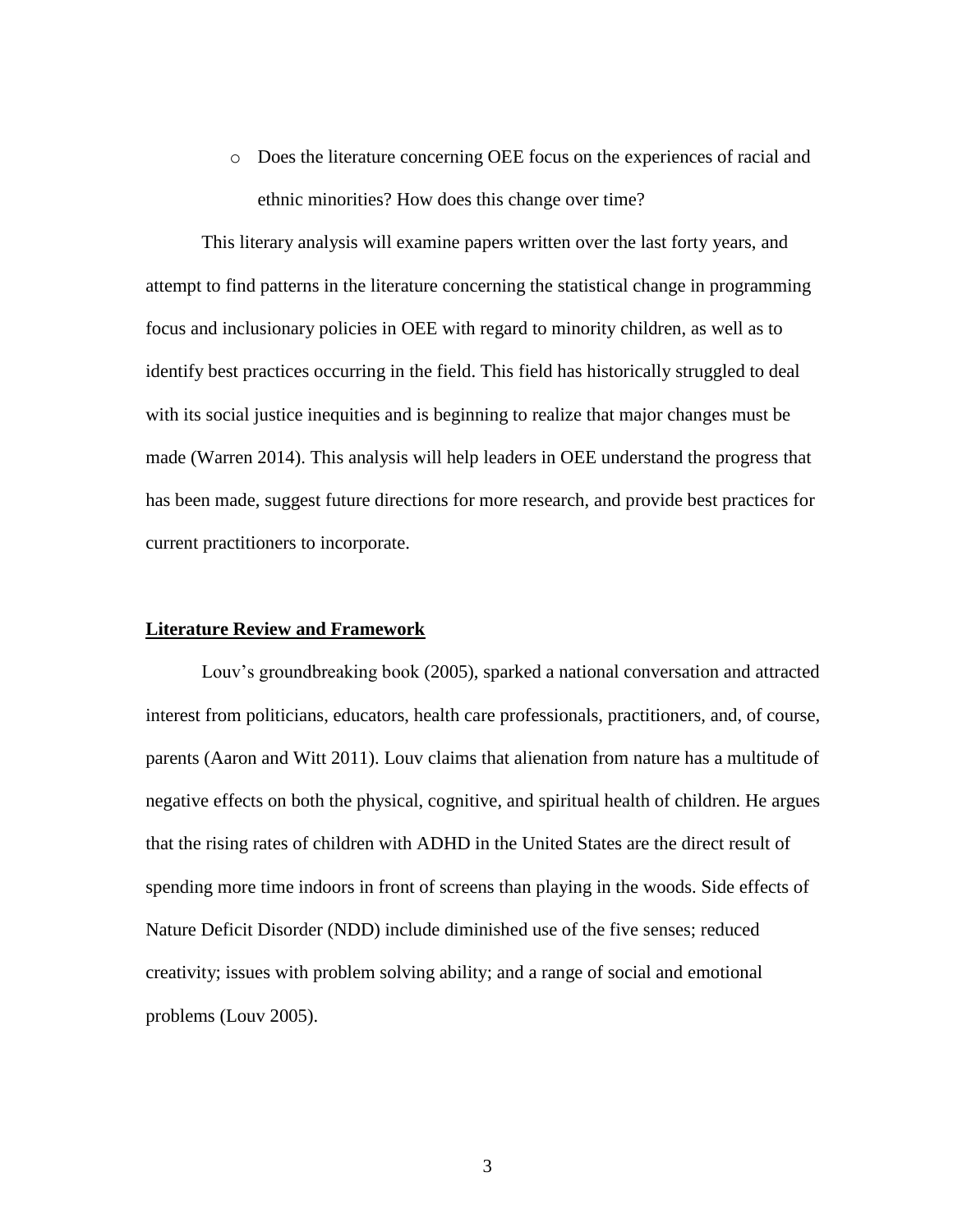- Does the literature concerning OEE focus on the experiences of racial and ethnic minorities? How does this change over time?

This literary analysis will examine papers written over the last forty years, and attempt to find patterns in the literature concerning the statistical change in programming focus and inclusionary policies in OEE with regard to minority children, as well as to identify best practices occurring in the field. This field has historically struggled to deal with its social justice inequities and is beginning to realize that major changes must be made (Warren 2014). This analysis will help leaders in OEE understand the progress that has been made, suggest future directions for more research, and provide best practices for current practitioners to incorporate.

## Literature Review and Framework

Louv's groundbreaking book (2005), sparked a national conversation and attracted interest from politicians, educators, health care professionals, practitioners, and, of course, parents (Aaron and Witt 2011). Louv claims that alienation from nature has a multitude of negative effects on both the physical, cognitive, and spiritual health of children. He argues that the rising rates of children with ADHD in the United States are the direct result of spending more time indoors in front of screens than playing in the woods. Side effects of Nature Deficit Disorder (NDD) include diminished use of the five senses; reduced creativity; issues with problem solving ability; and a range of social and emotional problems (Louv 2005).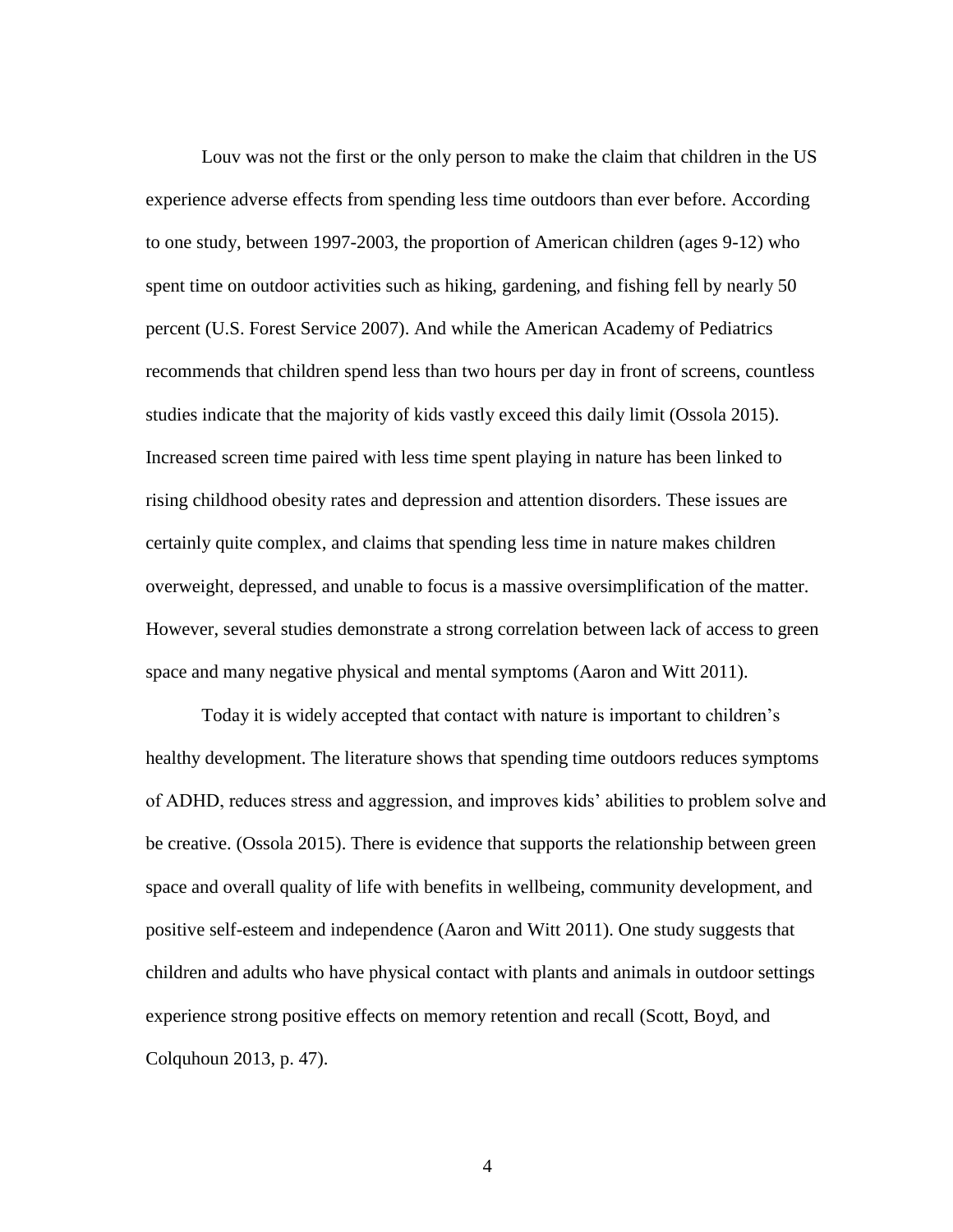Louv was not the first or the only person to make the claim that children in the US experience adverse effects from spending less time outdoors than ever before. According to one study, between 1997-2003, the proportion of American children (ages 9-12) who spent time on outdoor activities such as hiking, gardening, and fishing fell by nearly 50 percent (U.S. Forest Service 2007). And while the American Academy of Pediatrics recommends that children spend less than two hours per day in front of screens, countless studies indicate that the majority of kids vastly exceed this daily limit (Ossola 2015). Increased screen time paired with less time spent playing in nature has been linked to rising childhood obesity rates and depression and attention disorders. These issues are certainly quite complex, and claims that spending less time in nature makes children overweight, depressed, and unable to focus is a massive oversimplification of the matter. However, several studies demonstrate a strong correlation between lack of access to green space and many negative physical and mental symptoms (Aaron and Witt 2011).

Today it is widely accepted that contact with nature is important to children's healthy development. The literature shows that spending time outdoors reduces symptoms of ADHD, reduces stress and aggression, and improves kids' abilities to problem solve and be creative. (Ossola 2015). There is evidence that supports the relationship between green space and overall quality of life with benefits in wellbeing, community development, and positive self-esteem and independence (Aaron and Witt 2011). One study suggests that children and adults who have physical contact with plants and animals in outdoor settings experience strong positive effects on memory retention and recall (Scott, Boyd, and Colquhoun 2013, p. 47).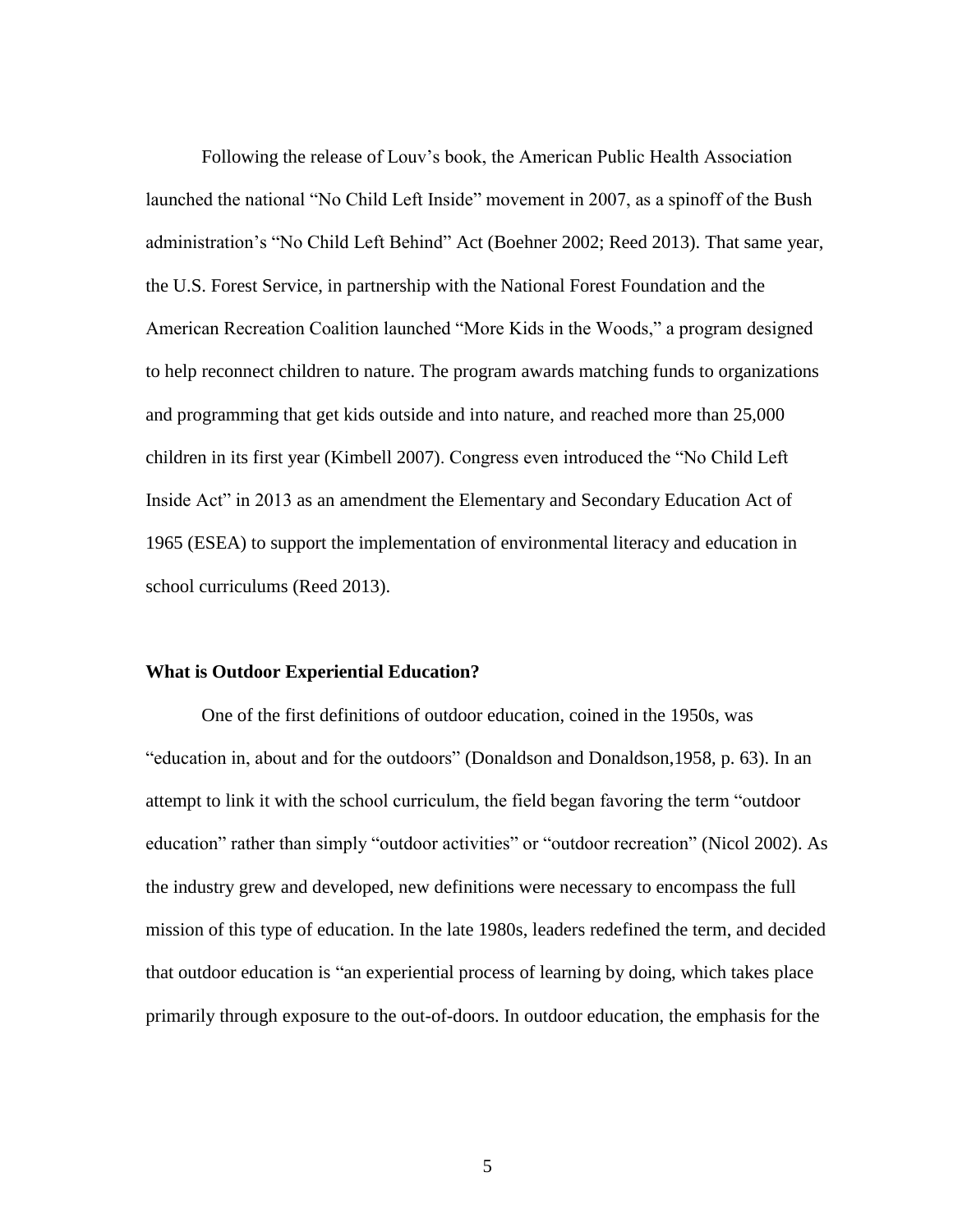Following the release of Louv's book, the American Public Health Association launched the national "No Child Left Inside" movement in 2007, as a spinoff of the Bush administration's "No Child Left Behind" Act (Boehner 2002; Reed 2013). That same year, the U.S. Forest Service, in partnership with the National Forest Foundation and the American Recreation Coalition launched "More Kids in the Woods," a program designed to help reconnect children to nature. The program awards matching funds to organizations and programming that get kids outside and into nature, and reached more than 25,000 children in its first year (Kimbell 2007). Congress even introduced the "No Child Left Inside Act" in 2013 as an amendment the Elementary and Secondary Education Act of 1965 (ESEA) to support the implementation of environmental literacy and education in school curriculums (Reed 2013).

### What is Outdoor Experiential Education?

One of the first definitions of outdoor education, coined in the 1950s, was "education in, about and for the outdoors" (Donaldson and Donaldson,1958, p. 63). In an attempt to link it with the school curriculum, the field began favoring the term "outdoor education" rather than simply "outdoor activities" or "outdoor recreation" (Nicol 2002). As the industry grew and developed, new definitions were necessary to encompass the full mission of this type of education. In the late 1980s, leaders redefined the term, and decided that outdoor education is "an experiential process of learning by doing, which takes place primarily through exposure to the out-of-doors. In outdoor education, the emphasis for the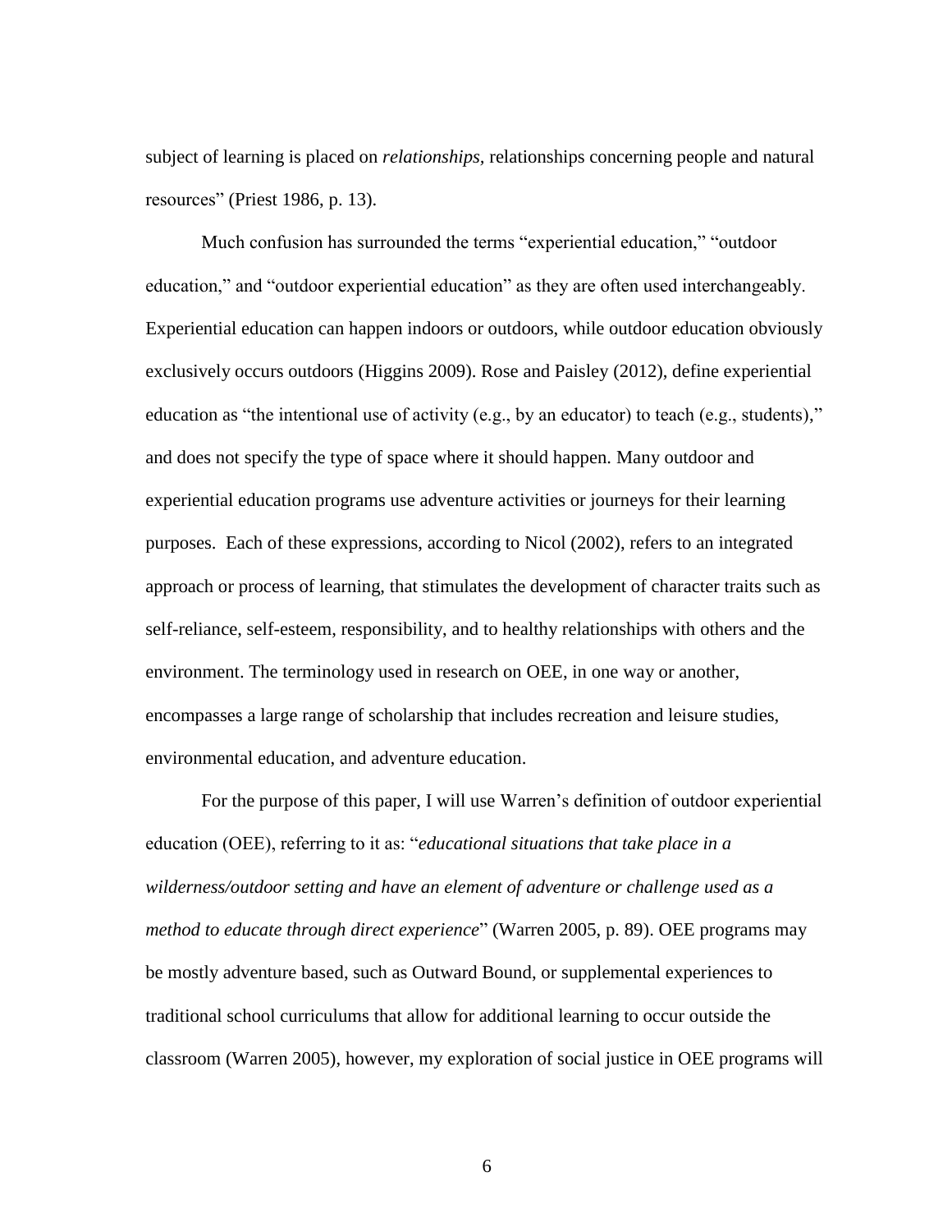subject of learning is placed on *relationships*, relationships concerning people and natural resources" (Priest 1986, p. 13).

Much confusion has surrounded the terms "experiential education," "outdoor education," and "outdoor experiential education" as they are often used interchangeably. Experiential education can happen indoors or outdoors, while outdoor education obviously exclusively occurs outdoors (Higgins 2009). Rose and Paisley (2012), define experiential education as "the intentional use of activity (e.g., by an educator) to teach (e.g., students)," and does not specify the type of space where it should happen. Many outdoor and experiential education programs use adventure activities or journeys for their learning purposes. Each of these expressions, according to Nicol (2002), refers to an integrated approach or process of learning, that stimulates the development of character traits such as self-reliance, self-esteem, responsibility, and to healthy relationships with others and the environment. The terminology used in research on OEE, in one way or another, encompasses a large range of scholarship that includes recreation and leisure studies, environmental education, and adventure education.

For the purpose of this paper, I will use Warren's definition of outdoor experiential education (OEE), referring to it as: "*educational situations that take place in a wilderness/outdoor setting and have an element of adventure or challenge used as a method to educate through direct experience*" (Warren 2005, p. 89). OEE programs may be mostly adventure based, such as Outward Bound, or supplemental experiences to traditional school curriculums that allow for additional learning to occur outside the classroom (Warren 2005), however, my exploration of social justice in OEE programs will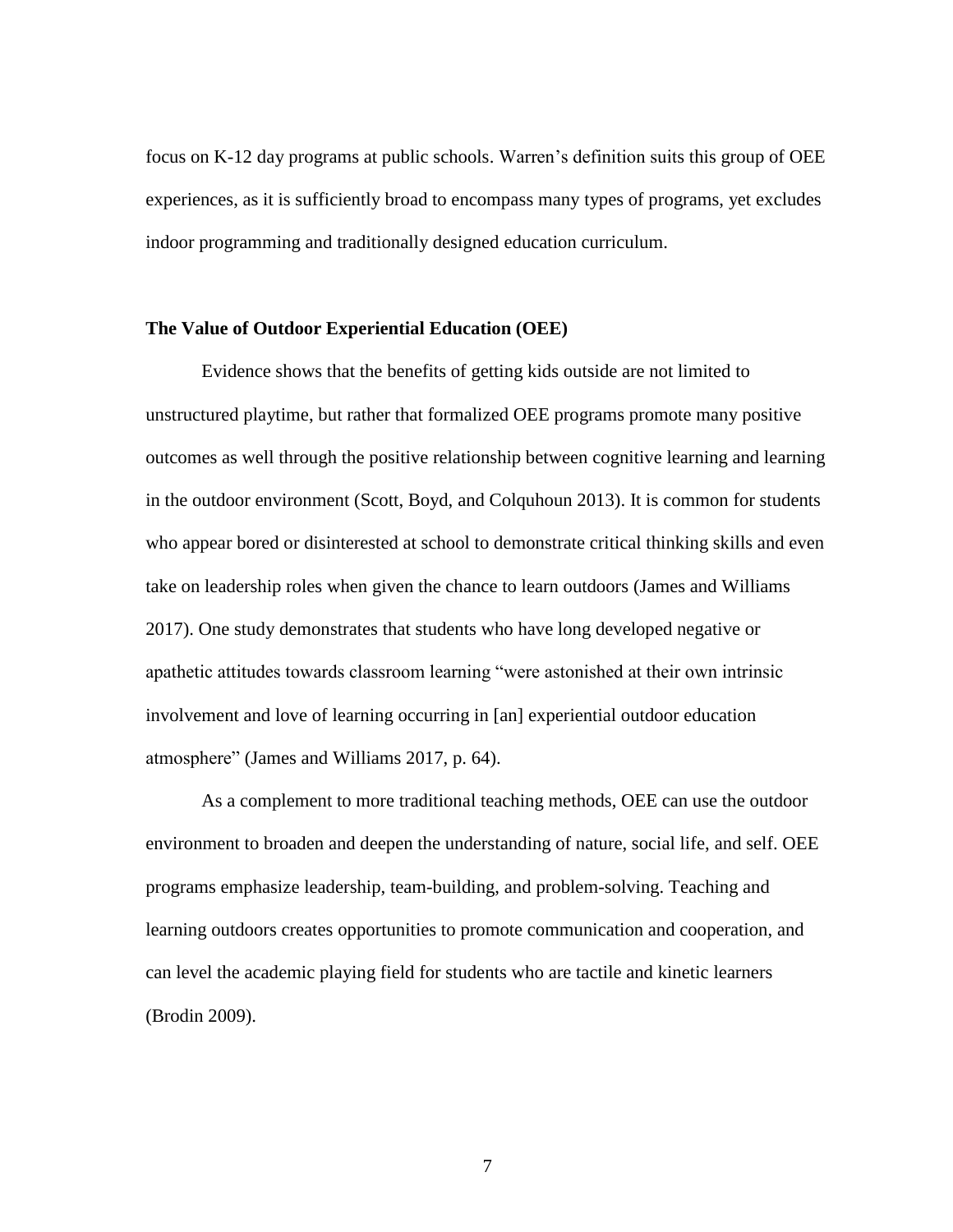focus on K-12 day programs at public schools. Warren's definition suits this group of OEE experiences, as it is sufficiently broad to encompass many types of programs, yet excludes indoor programming and traditionally designed education curriculum.

### The Value of Outdoor Experiential Education (OEE)

Evidence shows that the benefits of getting kids outside are not limited to unstructured playtime, but rather that formalized OEE programs promote many positive outcomes as well through the positive relationship between cognitive learning and learning in the outdoor environment (Scott, Boyd, and Colquhoun 2013). It is common for students who appear bored or disinterested at school to demonstrate critical thinking skills and even take on leadership roles when given the chance to learn outdoors (James and Williams 2017). One study demonstrates that students who have long developed negative or apathetic attitudes towards classroom learning "were astonished at their own intrinsic involvement and love of learning occurring in [an] experiential outdoor education atmosphere" (James and Williams 2017, p. 64).

As a complement to more traditional teaching methods, OEE can use the outdoor environment to broaden and deepen the understanding of nature, social life, and self. OEE programs emphasize leadership, team-building, and problem-solving. Teaching and learning outdoors creates opportunities to promote communication and cooperation, and can level the academic playing field for students who are tactile and kinetic learners (Brodin 2009).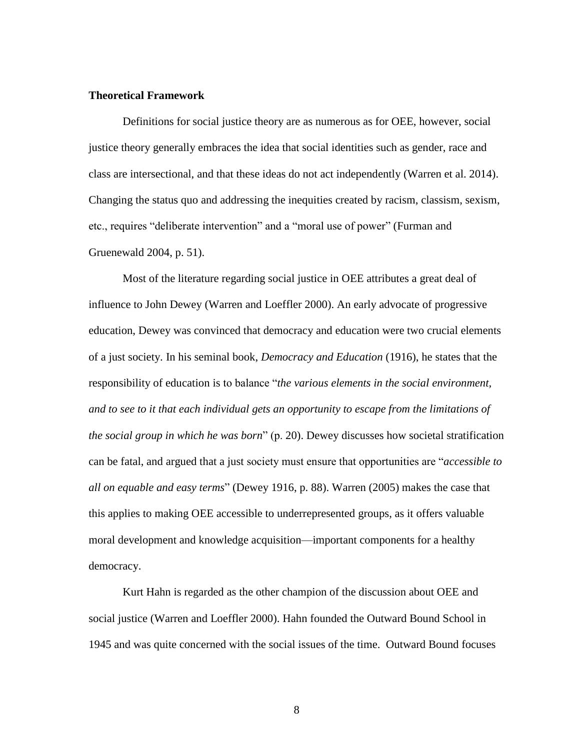**Theoretical Framework**

Definitions for social justice theory are as numerous as for OEE, however, social justice theory generally embraces the idea that social identities such as gender, race and class are intersectional, and that these ideas do not act independently (Warren et al. 2014). Changing the status quo and addressing the inequities created by racism, classism, sexism, etc., requires "deliberate intervention" and a "moral use of power" (Furman and Gruenewald 2004, p. 51).

Most of the literature regarding social justice in OEE attributes a great deal of influence to John Dewey (Warren and Loeffler 2000). An early advocate of progressive education, Dewey was convinced that democracy and education were two crucial elements of a just society. In his seminal book, *Democracy and Education* (1916), he states that the responsibility of education is to balance "*the various elements in the social environment, and to see to it that each individual gets an opportunity to escape from the limitations of the social group in which he was born*" (p. 20). Dewey discusses how societal stratification can be fatal, and argued that a just society must ensure that opportunities are "*accessible to all on equable and easy terms*" (Dewey 1916, p. 88). Warren (2005) makes the case that this applies to making OEE accessible to underrepresented groups, as it offers valuable moral development and knowledge acquisition—important components for a healthy democracy.

Kurt Hahn is regarded as the other champion of the discussion about OEE and social justice (Warren and Loeffler 2000). Hahn founded the Outward Bound School in 1945 and was quite concerned with the social issues of the time. Outward Bound focuses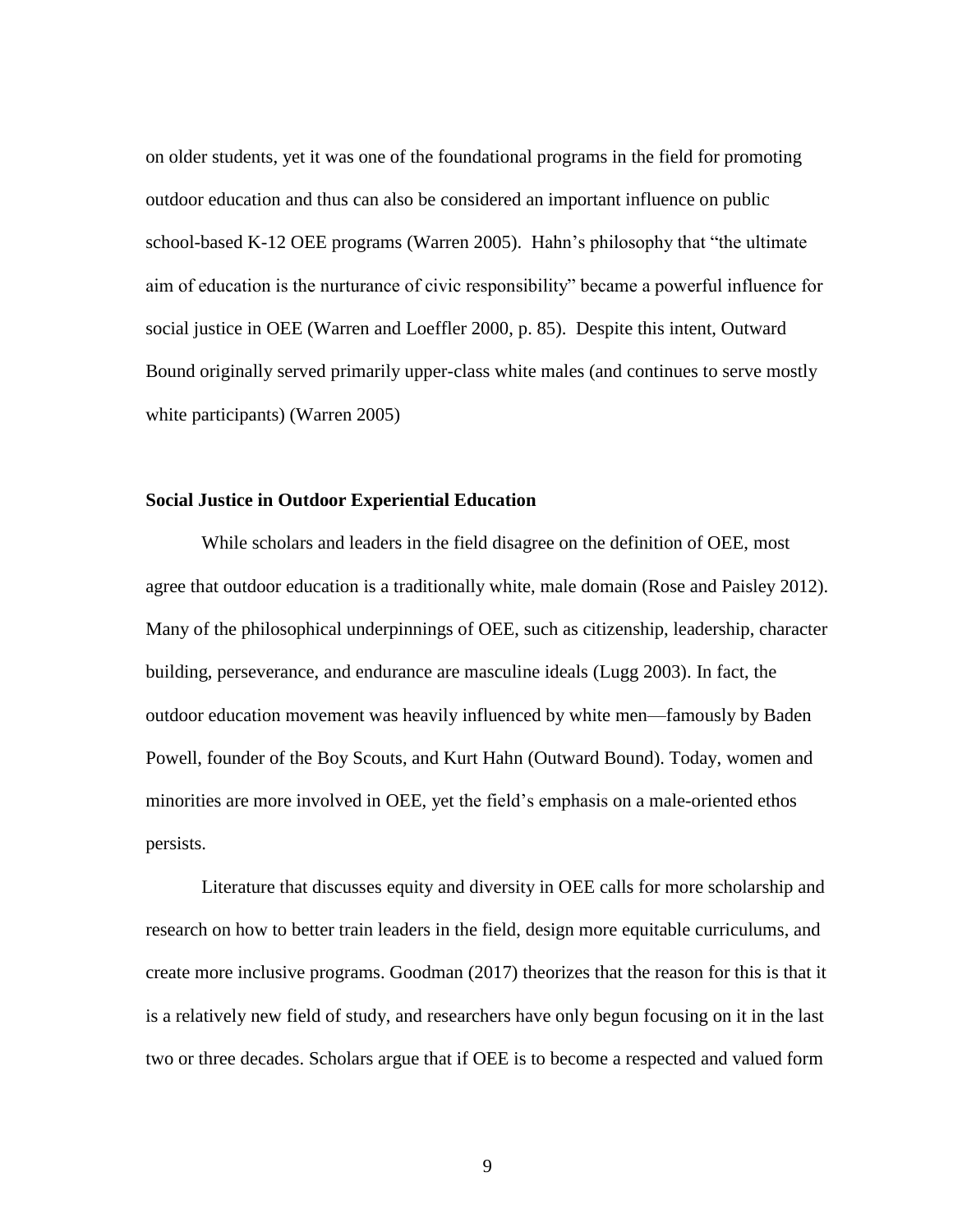on older students, yet it was one of the foundational programs in the field for promoting outdoor education and thus can also be considered an important influence on public school-based K-12 OEE programs (Warren 2005). Hahn's philosophy that "the ultimate aim of education is the nurturance of civic responsibility" became a powerful influence for social justice in OEE (Warren and Loeffler 2000, p. 85). Despite this intent, Outward Bound originally served primarily upper-class white males (and continues to serve mostly white participants) (Warren 2005)

**Social Justice in Outdoor Experiential Education**

While scholars and leaders in the field disagree on the definition of OEE, most agree that outdoor education is a traditionally white, male domain (Rose and Paisley 2012). Many of the philosophical underpinnings of OEE, such as citizenship, leadership, character building, perseverance, and endurance are masculine ideals (Lugg 2003). In fact, the outdoor education movement was heavily influenced by white men—famously by Baden Powell, founder of the Boy Scouts, and Kurt Hahn (Outward Bound). Today, women and minorities are more involved in OEE, yet the field's emphasis on a male-oriented ethos persists.

Literature that discusses equity and diversity in OEE calls for more scholarship and research on how to better train leaders in the field, design more equitable curriculums, and create more inclusive programs. Goodman (2017) theorizes that the reason for this is that it is a relatively new field of study, and researchers have only begun focusing on it in the last two or three decades. Scholars argue that if OEE is to become a respected and valued form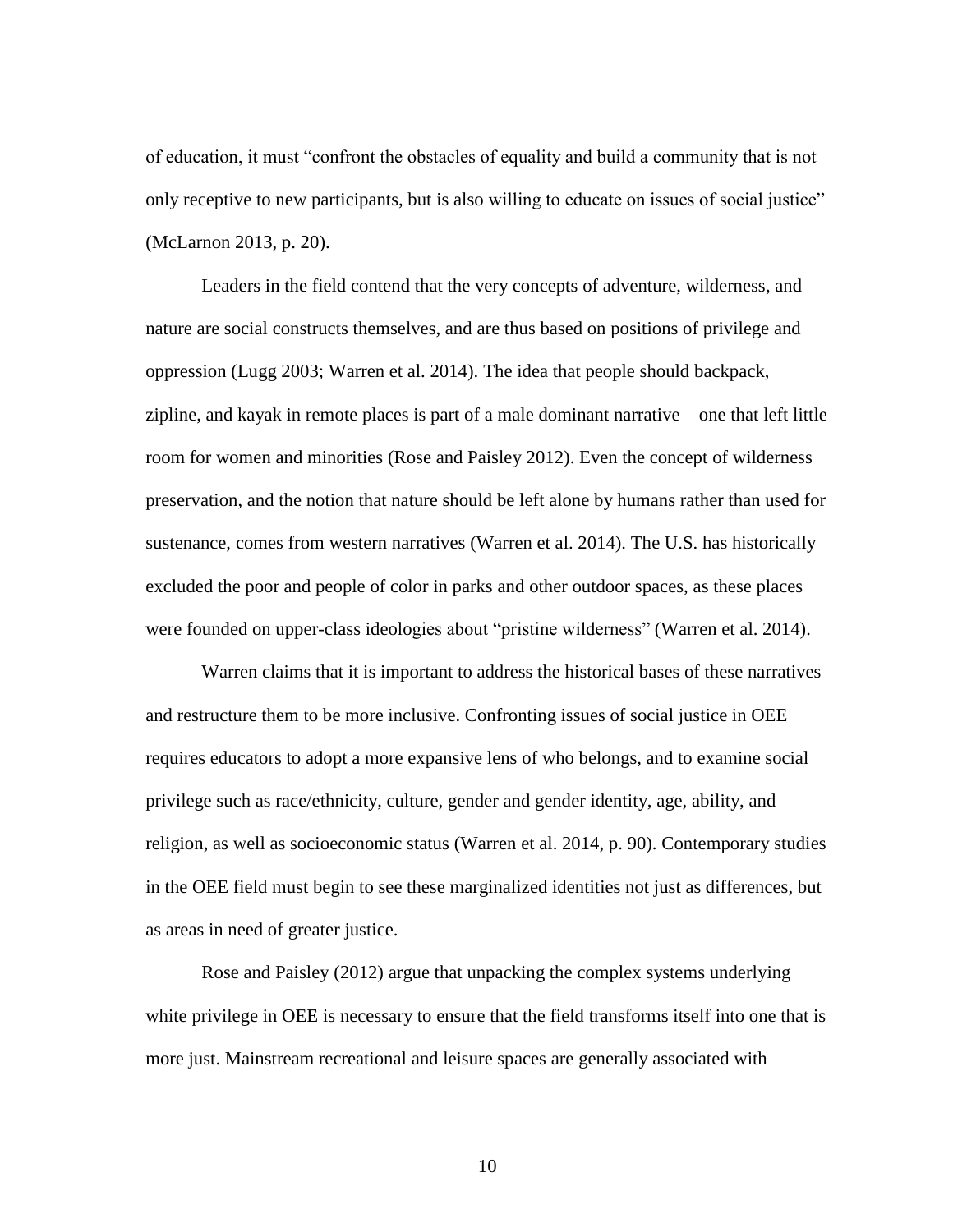of education, it must "confront the obstacles of equality and build a community that is not only receptive to new participants, but is also willing to educate on issues of social justice" (McLarnon 2013, p. 20).

Leaders in the field contend that the very concepts of adventure, wilderness, and nature are social constructs themselves, and are thus based on positions of privilege and oppression (Lugg 2003; Warren et al. 2014). The idea that people should backpack, zipline, and kayak in remote places is part of a male dominant narrative—one that left little room for women and minorities (Rose and Paisley 2012). Even the concept of wilderness preservation, and the notion that nature should be left alone by humans rather than used for sustenance, comes from western narratives (Warren et al. 2014). The U.S. has historically excluded the poor and people of color in parks and other outdoor spaces, as these places were founded on upper-class ideologies about "pristine wilderness" (Warren et al. 2014).

Warren claims that it is important to address the historical bases of these narratives and restructure them to be more inclusive. Confronting issues of social justice in OEE requires educators to adopt a more expansive lens of who belongs, and to examine social privilege such as race/ethnicity, culture, gender and gender identity, age, ability, and religion, as well as socioeconomic status (Warren et al. 2014, p. 90). Contemporary studies in the OEE field must begin to see these marginalized identities not just as differences, but as areas in need of greater justice.

Rose and Paisley (2012) argue that unpacking the complex systems underlying white privilege in OEE is necessary to ensure that the field transforms itself into one that is more just. Mainstream recreational and leisure spaces are generally associated with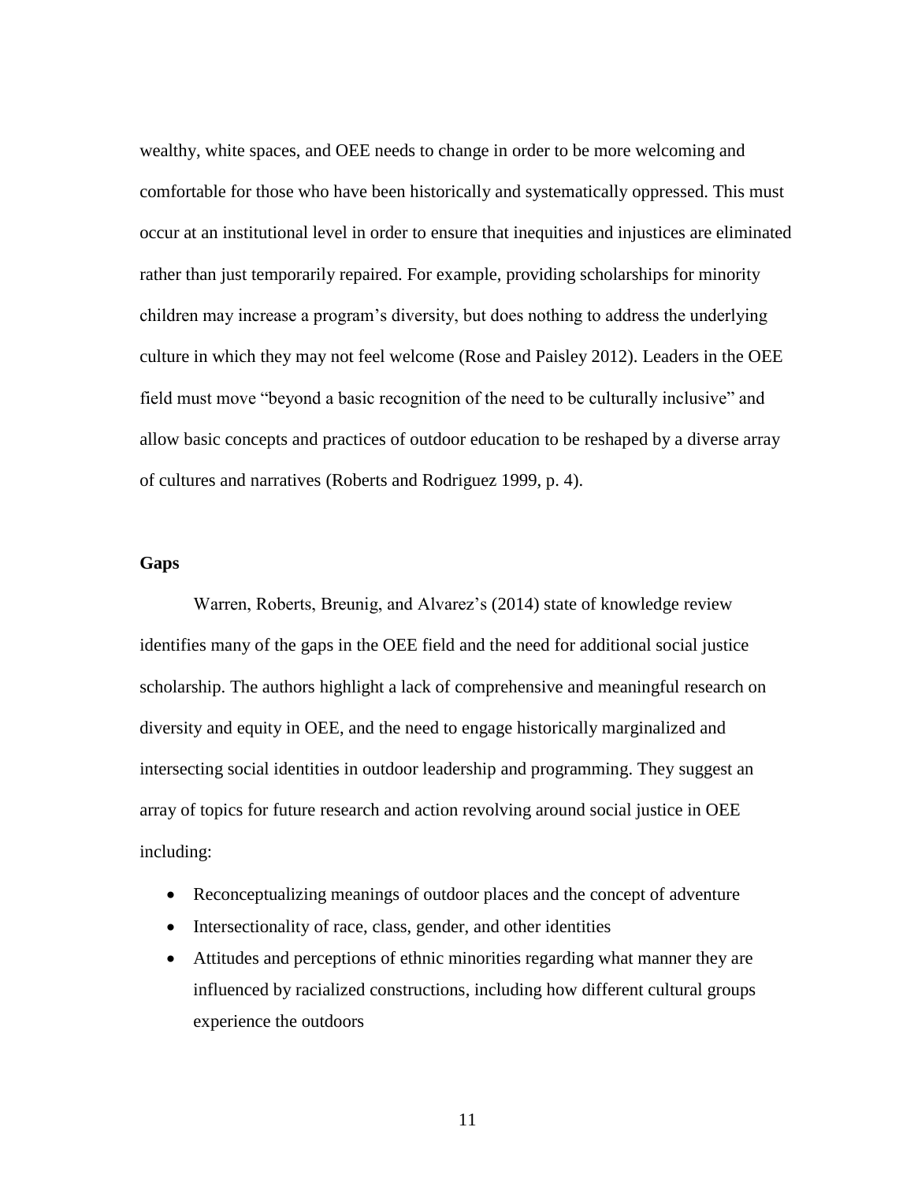wealthy, white spaces, and OEE needs to change in order to be more welcoming and comfortable for those who have been historically and systematically oppressed. This must occur at an institutional level in order to ensure that inequities and injustices are eliminated rather than just temporarily repaired. For example, providing scholarships for minority children may increase a program's diversity, but does nothing to address the underlying culture in which they may not feel welcome (Rose and Paisley 2012). Leaders in the OEE field must move "beyond a basic recognition of the need to be culturally inclusive" and allow basic concepts and practices of outdoor education to be reshaped by a diverse array of cultures and narratives (Roberts and Rodriguez 1999, p. 4).

**Gaps**

Warren, Roberts, Breunig, and Alvarez's (2014) state of knowledge review identifies many of the gaps in the OEE field and the need for additional social justice scholarship. The authors highlight a lack of comprehensive and meaningful research on diversity and equity in OEE, and the need to engage historically marginalized and intersecting social identities in outdoor leadership and programming. They suggest an array of topics for future research and action revolving around social justice in OEE including:

- Reconceptualizing meanings of outdoor places and the concept of adventure
- Intersectionality of race, class, gender, and other identities
- Attitudes and perceptions of ethnic minorities regarding what manner they are influenced by racialized constructions, including how different cultural groups experience the outdoors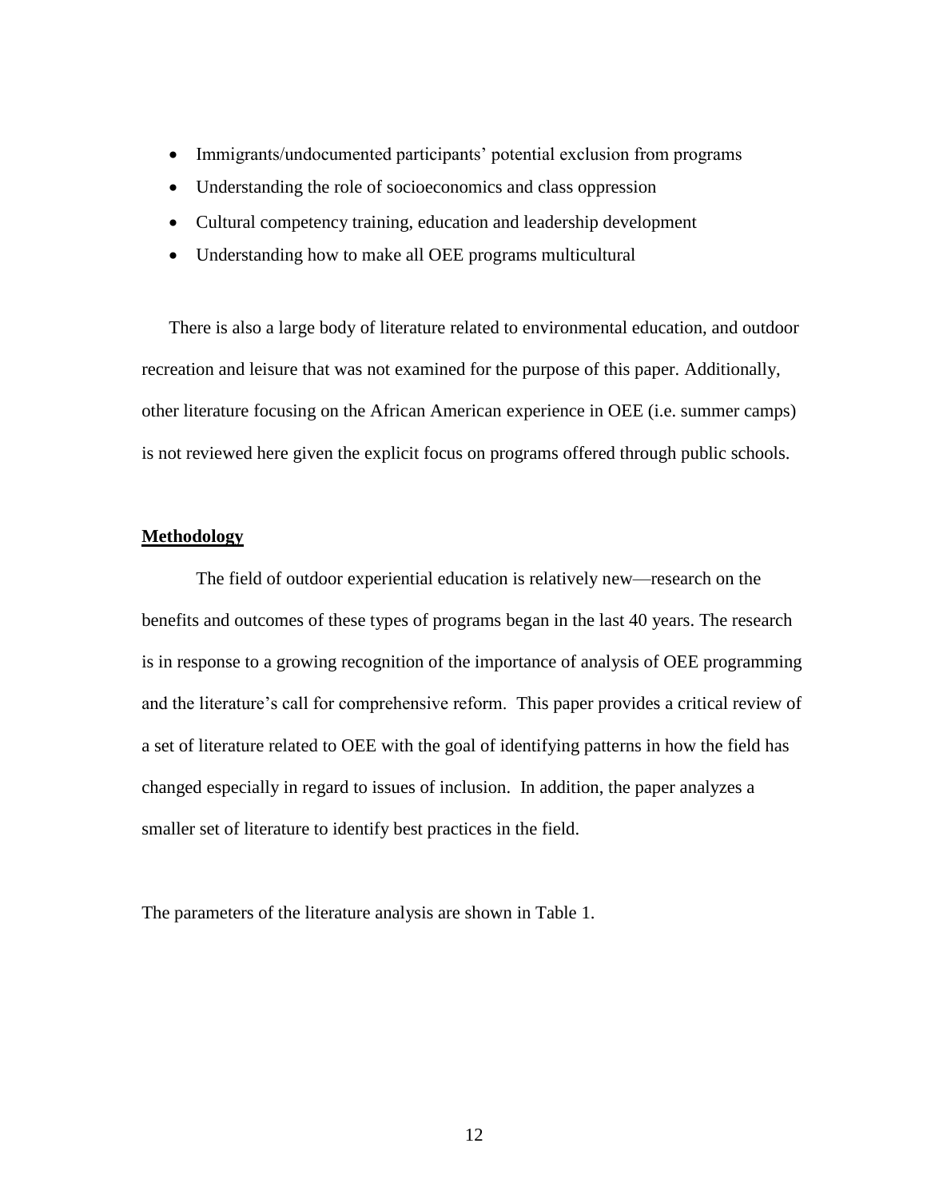- Immigrants/undocumented participants' potential exclusion from programs
- Understanding the role of socioeconomics and class oppression
- Cultural competency training, education and leadership development
- Understanding how to make all OEE programs multicultural

There is also a large body of literature related to environmental education, and outdoor recreation and leisure that was not examined for the purpose of this paper. Additionally, other literature focusing on the African American experience in OEE (i.e. summer camps) is not reviewed here given the explicit focus on programs offered through public schools.

## Methodology

The field of outdoor experiential education is relatively new—research on the benefits and outcomes of these types of programs began in the last 40 years. The research is in response to a growing recognition of the importance of analysis of OEE programming and the literature's call for comprehensive reform. This paper provides a critical review of a set of literature related to OEE with the goal of identifying patterns in how the field has changed especially in regard to issues of inclusion. In addition, the paper analyzes a smaller set of literature to identify best practices in the field.

The parameters of the literature analysis are shown in Table 1.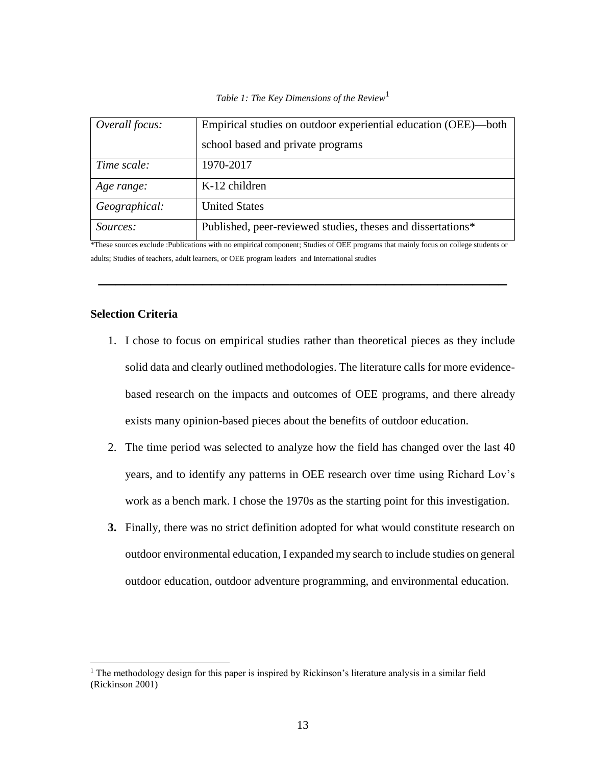*Table 1: The Key Dimensions of the Review*[1]

| | |
|---|---|
| *Overall focus:* | Empirical studies on outdoor experiential education (OEE)—both school based and private programs |
| *Time scale:* | 1970-2017 |
| *Age range:* | K-12 children |
| *Geographical:* | United States |
| *Sources:* | Published, peer-reviewed studies, theses and dissertations* |

*These sources exclude :Publications with no empirical component; Studies of OEE programs that mainly focus on college students or adults; Studies of teachers, adult learners, or OEE program leaders and International studies

---

**Selection Criteria**

1. I chose to focus on empirical studies rather than theoretical pieces as they include solid data and clearly outlined methodologies. The literature calls for more evidence-based research on the impacts and outcomes of OEE programs, and there already exists many opinion-based pieces about the benefits of outdoor education.
2. The time period was selected to analyze how the field has changed over the last 40 years, and to identify any patterns in OEE research over time using Richard Lov's work as a bench mark. I chose the 1970s as the starting point for this investigation.
3. Finally, there was no strict definition adopted for what would constitute research on outdoor environmental education, I expanded my search to include studies on general outdoor education, outdoor adventure programming, and environmental education.

[1] The methodology design for this paper is inspired by Rickinson's literature analysis in a similar field (Rickinson 2001)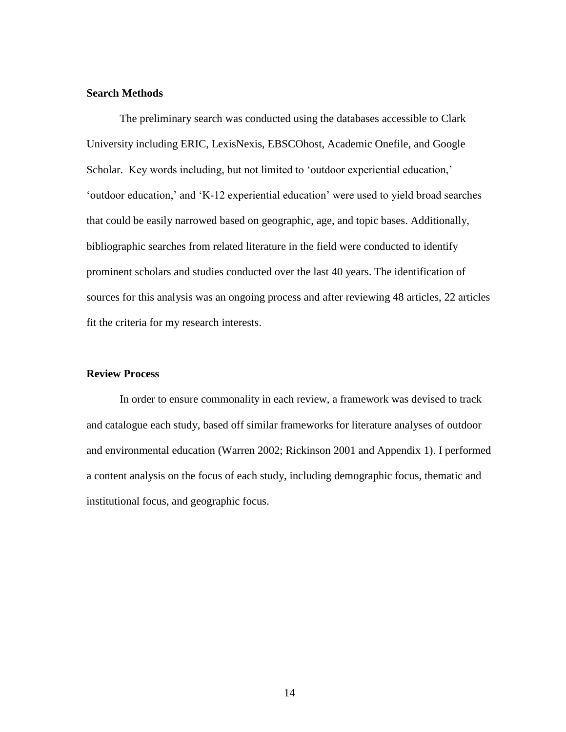### Search Methods

The preliminary search was conducted using the databases accessible to Clark University including ERIC, LexisNexis, EBSCOhost, Academic Onefile, and Google Scholar. Key words including, but not limited to 'outdoor experiential education,' 'outdoor education,' and 'K-12 experiential education' were used to yield broad searches that could be easily narrowed based on geographic, age, and topic bases. Additionally, bibliographic searches from related literature in the field were conducted to identify prominent scholars and studies conducted over the last 40 years. The identification of sources for this analysis was an ongoing process and after reviewing 48 articles, 22 articles fit the criteria for my research interests.

### Review Process

In order to ensure commonality in each review, a framework was devised to track and catalogue each study, based off similar frameworks for literature analyses of outdoor and environmental education (Warren 2002; Rickinson 2001 and Appendix 1). I performed a content analysis on the focus of each study, including demographic focus, thematic and institutional focus, and geographic focus.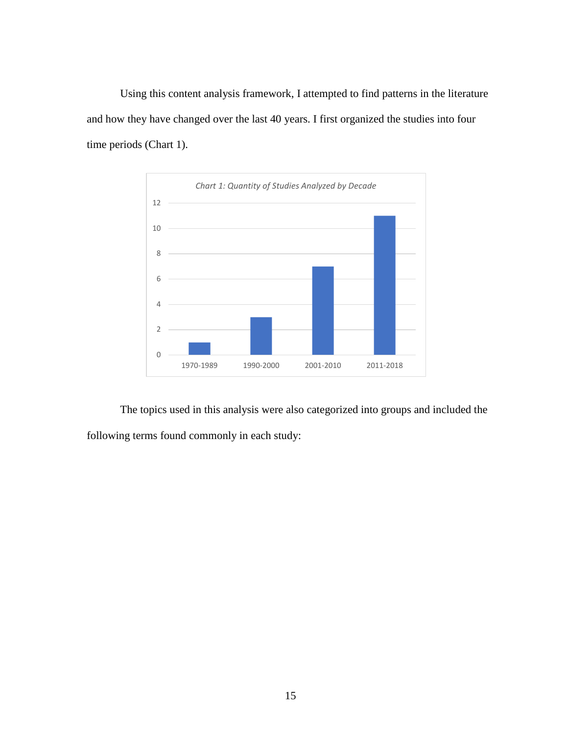Using this content analysis framework, I attempted to find patterns in the literature and how they have changed over the last 40 years. I first organized the studies into four time periods (Chart 1).

*Chart 1: Quantity of Studies Analyzed by Decade*

| Decade | Quantity of Studies |
| --- | --- |
| 1970-1989 | 1 |
| 1990-2000 | 3 |
| 2001-2010 | 7 |
| 2011-2018 | 11 |

The topics used in this analysis were also categorized into groups and included the following terms found commonly in each study: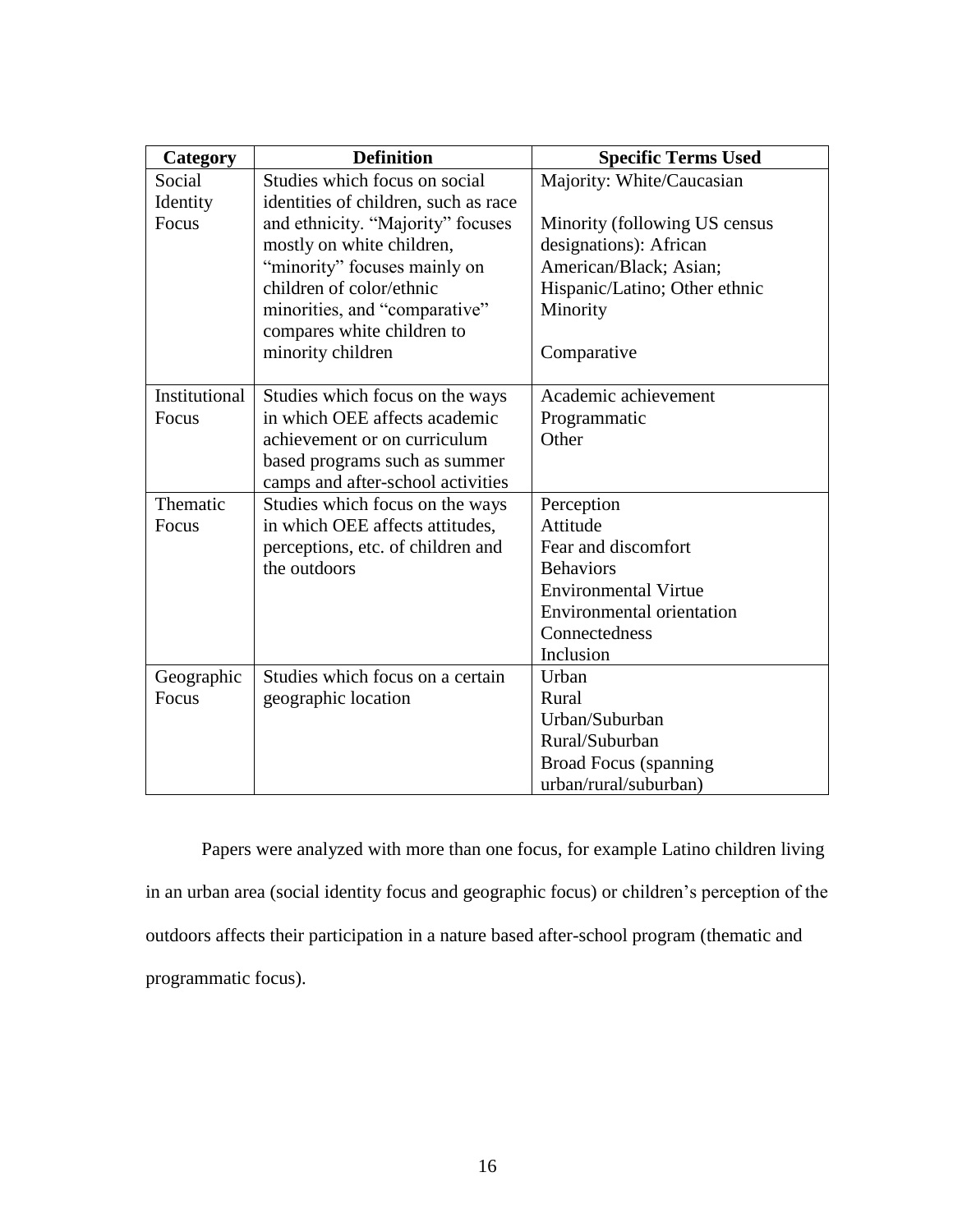| Category | Definition | Specific Terms Used |
|---|---|---|
| Social Identity Focus | Studies which focus on social identities of children, such as race and ethnicity. "Majority" focuses mostly on white children, "minority" focuses mainly on children of color/ethnic minorities, and "comparative" compares white children to minority children | Majority: White/Caucasian<br><br>Minority (following US census designations): African American/Black; Asian; Hispanic/Latino; Other ethnic Minority<br><br>Comparative |
| Institutional Focus | Studies which focus on the ways in which OEE affects academic achievement or on curriculum based programs such as summer camps and after-school activities | Academic achievement<br>Programmatic<br>Other |
| Thematic Focus | Studies which focus on the ways in which OEE affects attitudes, perceptions, etc. of children and the outdoors | Perception<br>Attitude<br>Fear and discomfort<br>Behaviors<br>Environmental Virtue<br>Environmental orientation<br>Connectedness<br>Inclusion |
| Geographic Focus | Studies which focus on a certain geographic location | Urban<br>Rural<br>Urban/Suburban<br>Rural/Suburban<br>Broad Focus (spanning urban/rural/suburban) |

Papers were analyzed with more than one focus, for example Latino children living in an urban area (social identity focus and geographic focus) or children's perception of the outdoors affects their participation in a nature based after-school program (thematic and programmatic focus).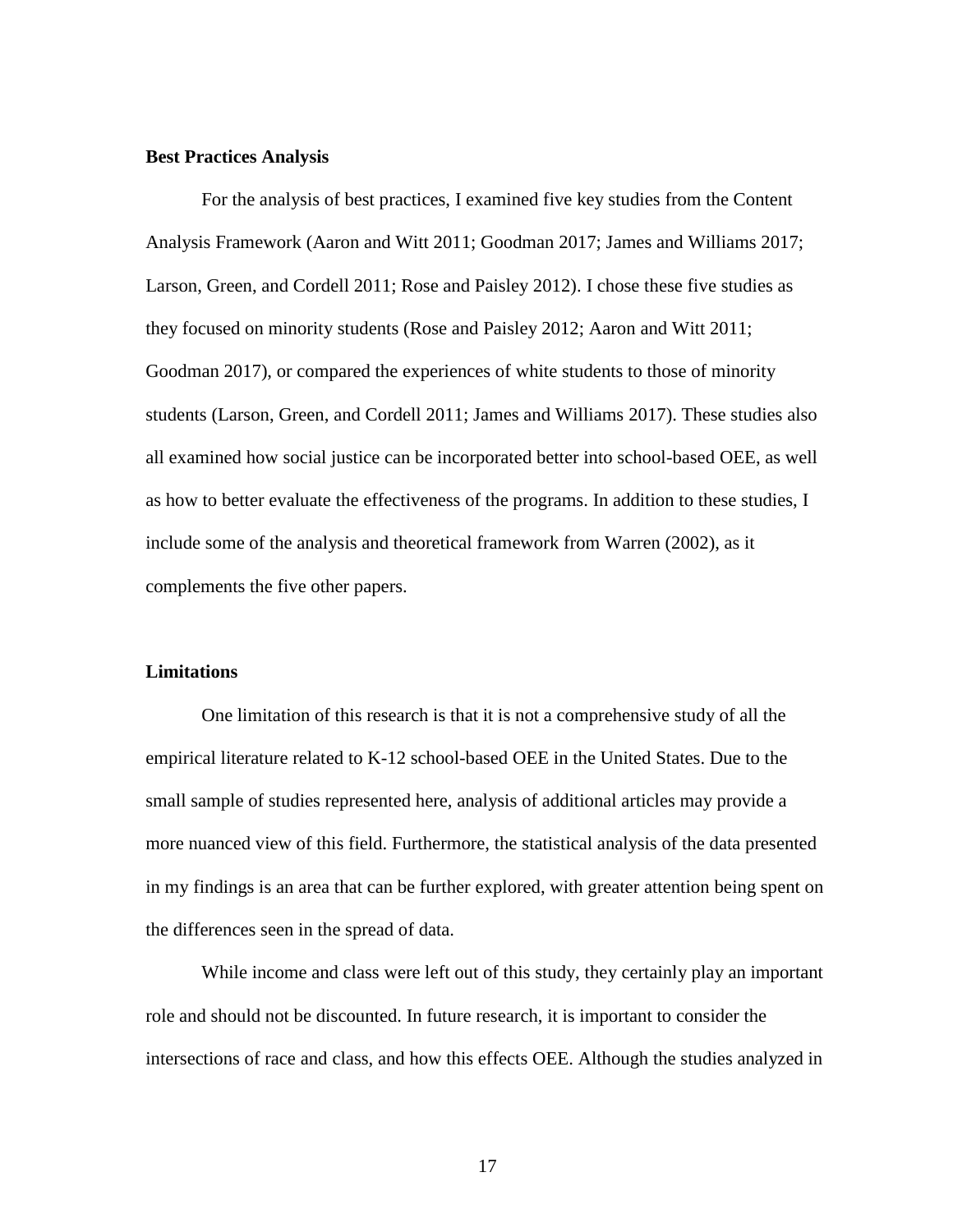**Best Practices Analysis**

For the analysis of best practices, I examined five key studies from the Content Analysis Framework (Aaron and Witt 2011; Goodman 2017; James and Williams 2017; Larson, Green, and Cordell 2011; Rose and Paisley 2012). I chose these five studies as they focused on minority students (Rose and Paisley 2012; Aaron and Witt 2011; Goodman 2017), or compared the experiences of white students to those of minority students (Larson, Green, and Cordell 2011; James and Williams 2017). These studies also all examined how social justice can be incorporated better into school-based OEE, as well as how to better evaluate the effectiveness of the programs. In addition to these studies, I include some of the analysis and theoretical framework from Warren (2002), as it complements the five other papers.

**Limitations**

One limitation of this research is that it is not a comprehensive study of all the empirical literature related to K-12 school-based OEE in the United States. Due to the small sample of studies represented here, analysis of additional articles may provide a more nuanced view of this field. Furthermore, the statistical analysis of the data presented in my findings is an area that can be further explored, with greater attention being spent on the differences seen in the spread of data.

While income and class were left out of this study, they certainly play an important role and should not be discounted. In future research, it is important to consider the intersections of race and class, and how this effects OEE. Although the studies analyzed in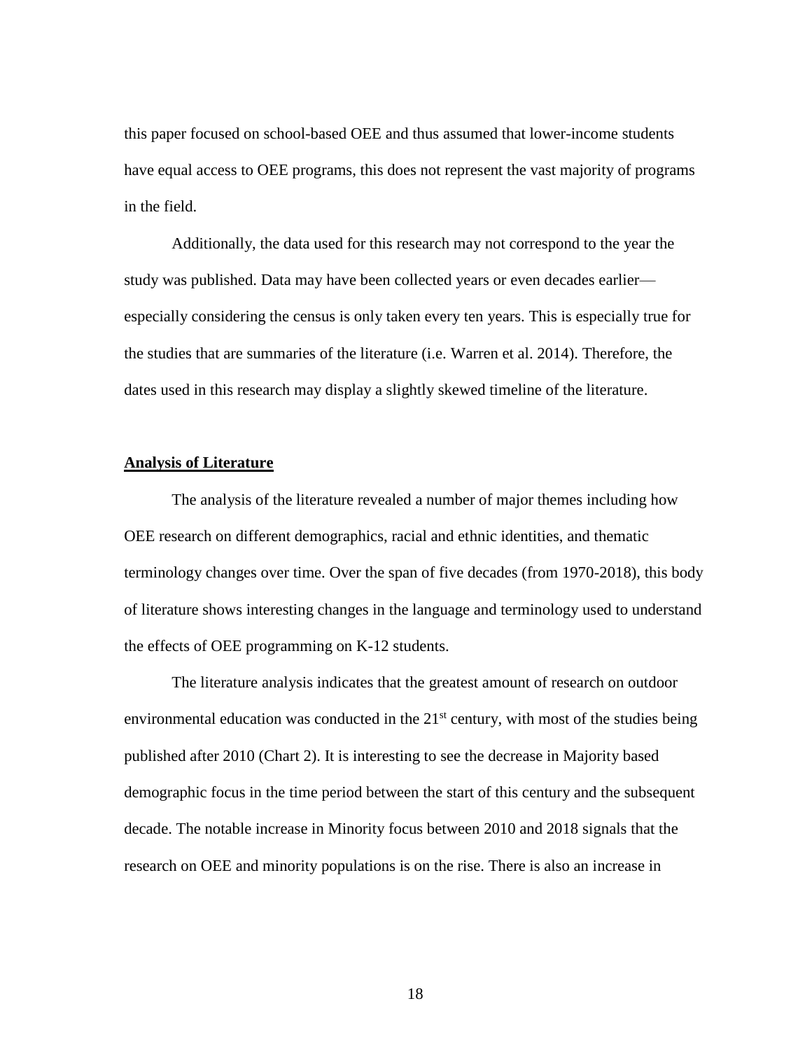this paper focused on school-based OEE and thus assumed that lower-income students have equal access to OEE programs, this does not represent the vast majority of programs in the field.

Additionally, the data used for this research may not correspond to the year the study was published. Data may have been collected years or even decades earlier—especially considering the census is only taken every ten years. This is especially true for the studies that are summaries of the literature (i.e. Warren et al. 2014). Therefore, the dates used in this research may display a slightly skewed timeline of the literature.

## Analysis of Literature

The analysis of the literature revealed a number of major themes including how OEE research on different demographics, racial and ethnic identities, and thematic terminology changes over time. Over the span of five decades (from 1970-2018), this body of literature shows interesting changes in the language and terminology used to understand the effects of OEE programming on K-12 students.

The literature analysis indicates that the greatest amount of research on outdoor environmental education was conducted in the 21st century, with most of the studies being published after 2010 (Chart 2). It is interesting to see the decrease in Majority based demographic focus in the time period between the start of this century and the subsequent decade. The notable increase in Minority focus between 2010 and 2018 signals that the research on OEE and minority populations is on the rise. There is also an increase in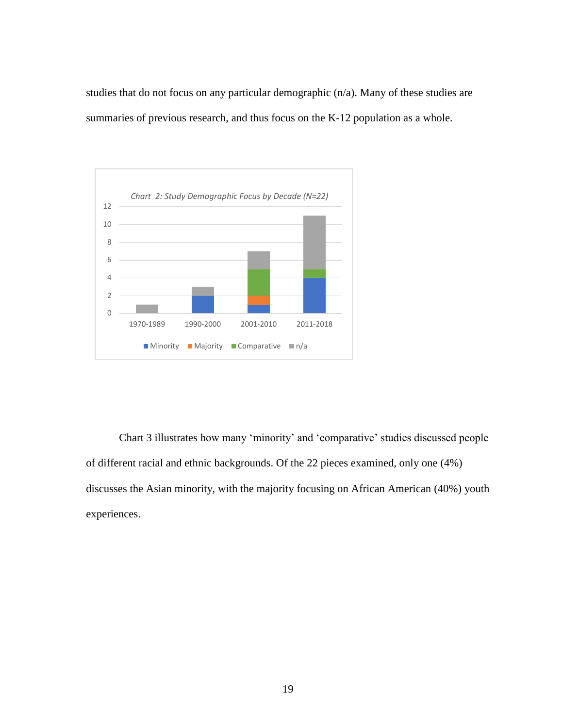studies that do not focus on any particular demographic (n/a). Many of these studies are summaries of previous research, and thus focus on the K-12 population as a whole.

*Chart 2: Study Demographic Focus by Decade (N=22)*

Chart 3 illustrates how many 'minority' and 'comparative' studies discussed people of different racial and ethnic backgrounds. Of the 22 pieces examined, only one (4%) discusses the Asian minority, with the majority focusing on African American (40%) youth experiences.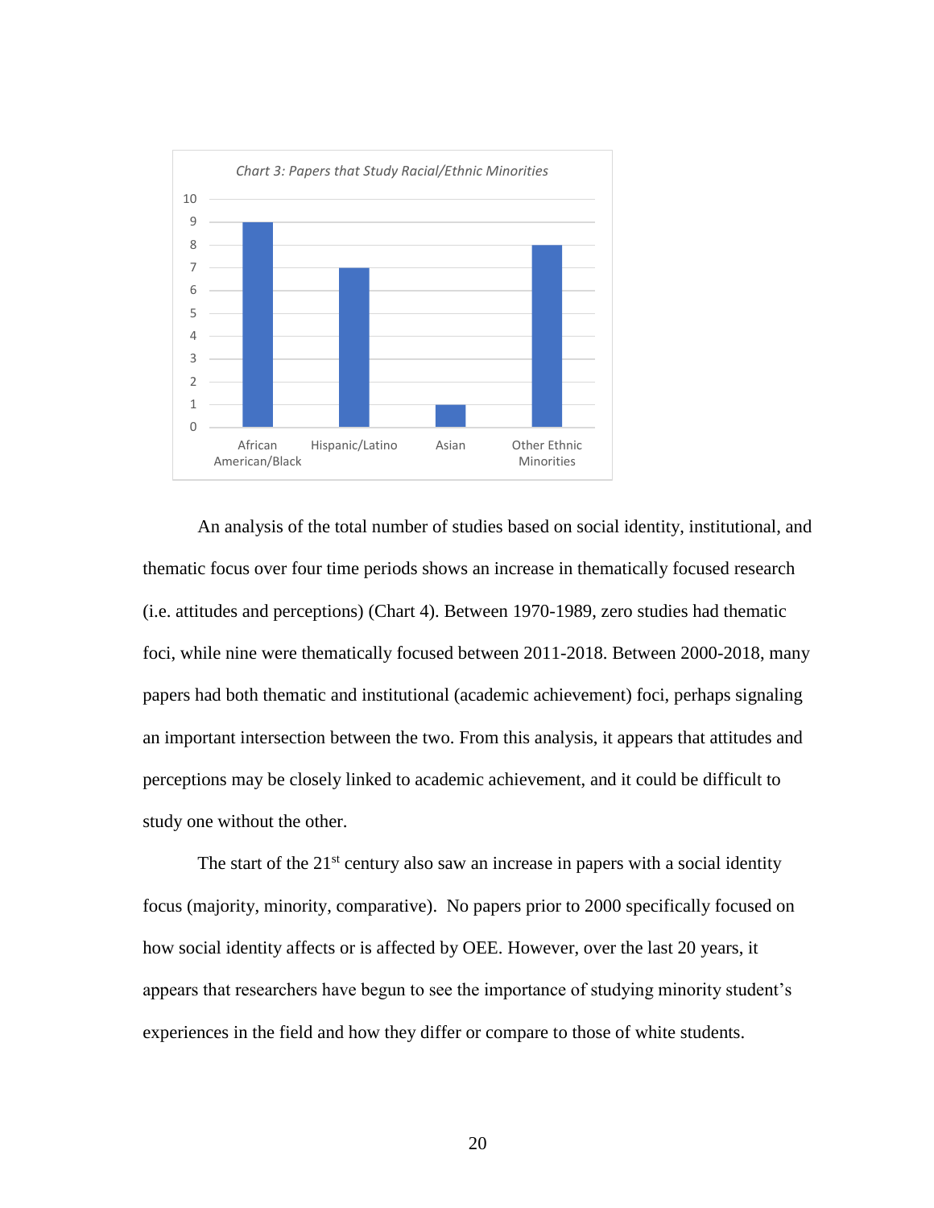*Chart 3: Papers that Study Racial/Ethnic Minorities*

| Category | Number of Papers |
|---|---|
| African American/Black | 9 |
| Hispanic/Latino | 7 |
| Asian | 1 |
| Other Ethnic Minorities | 8 |

An analysis of the total number of studies based on social identity, institutional, and thematic focus over four time periods shows an increase in thematically focused research (i.e. attitudes and perceptions) (Chart 4). Between 1970-1989, zero studies had thematic foci, while nine were thematically focused between 2011-2018. Between 2000-2018, many papers had both thematic and institutional (academic achievement) foci, perhaps signaling an important intersection between the two. From this analysis, it appears that attitudes and perceptions may be closely linked to academic achievement, and it could be difficult to study one without the other.

The start of the 21st century also saw an increase in papers with a social identity focus (majority, minority, comparative). No papers prior to 2000 specifically focused on how social identity affects or is affected by OEE. However, over the last 20 years, it appears that researchers have begun to see the importance of studying minority student's experiences in the field and how they differ or compare to those of white students.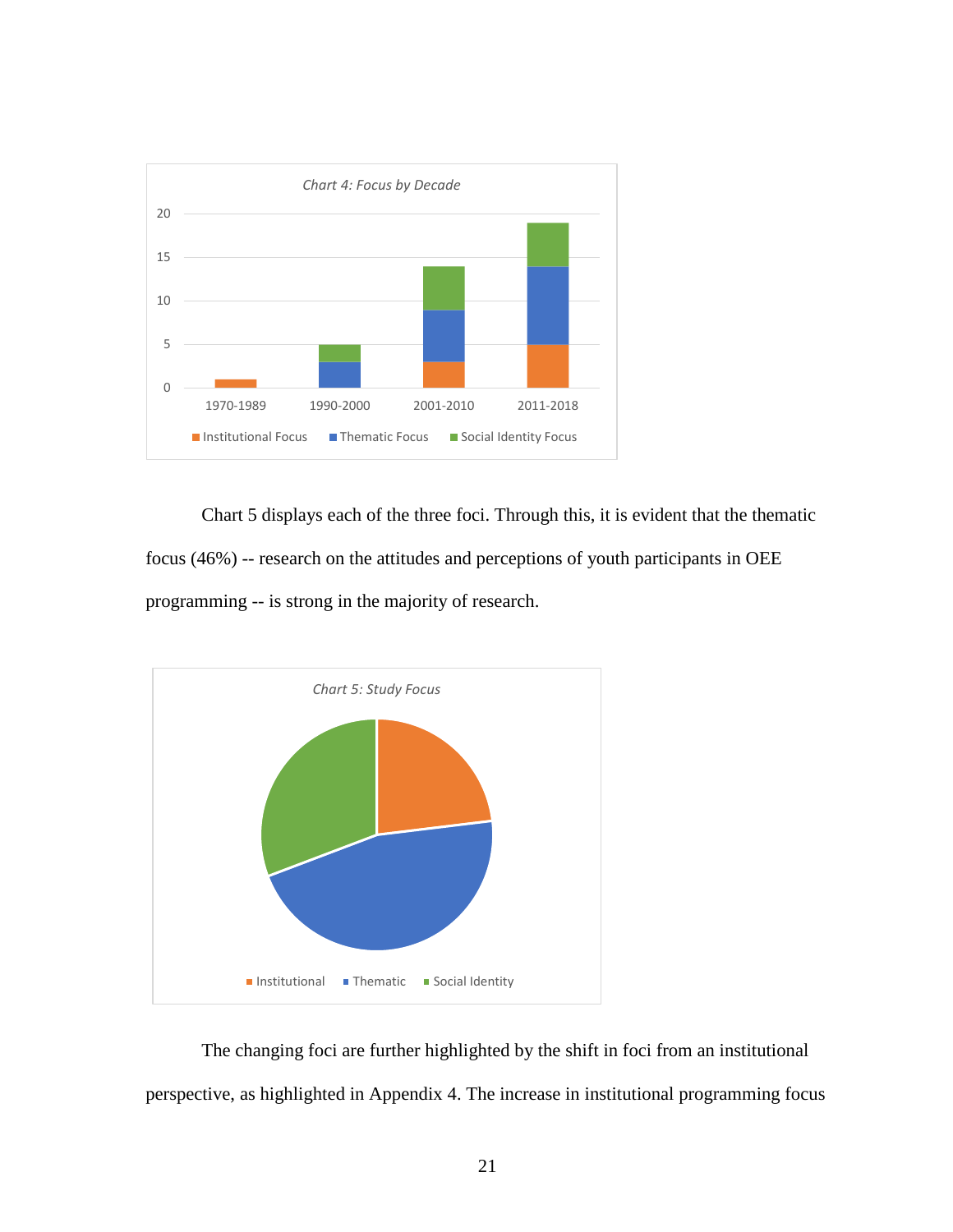Chart 4: Focus by Decade

Chart 5 displays each of the three foci. Through this, it is evident that the thematic focus (46%) -- research on the attitudes and perceptions of youth participants in OEE programming -- is strong in the majority of research.

Chart 5: Study Focus

The changing foci are further highlighted by the shift in foci from an institutional perspective, as highlighted in Appendix 4. The increase in institutional programming focus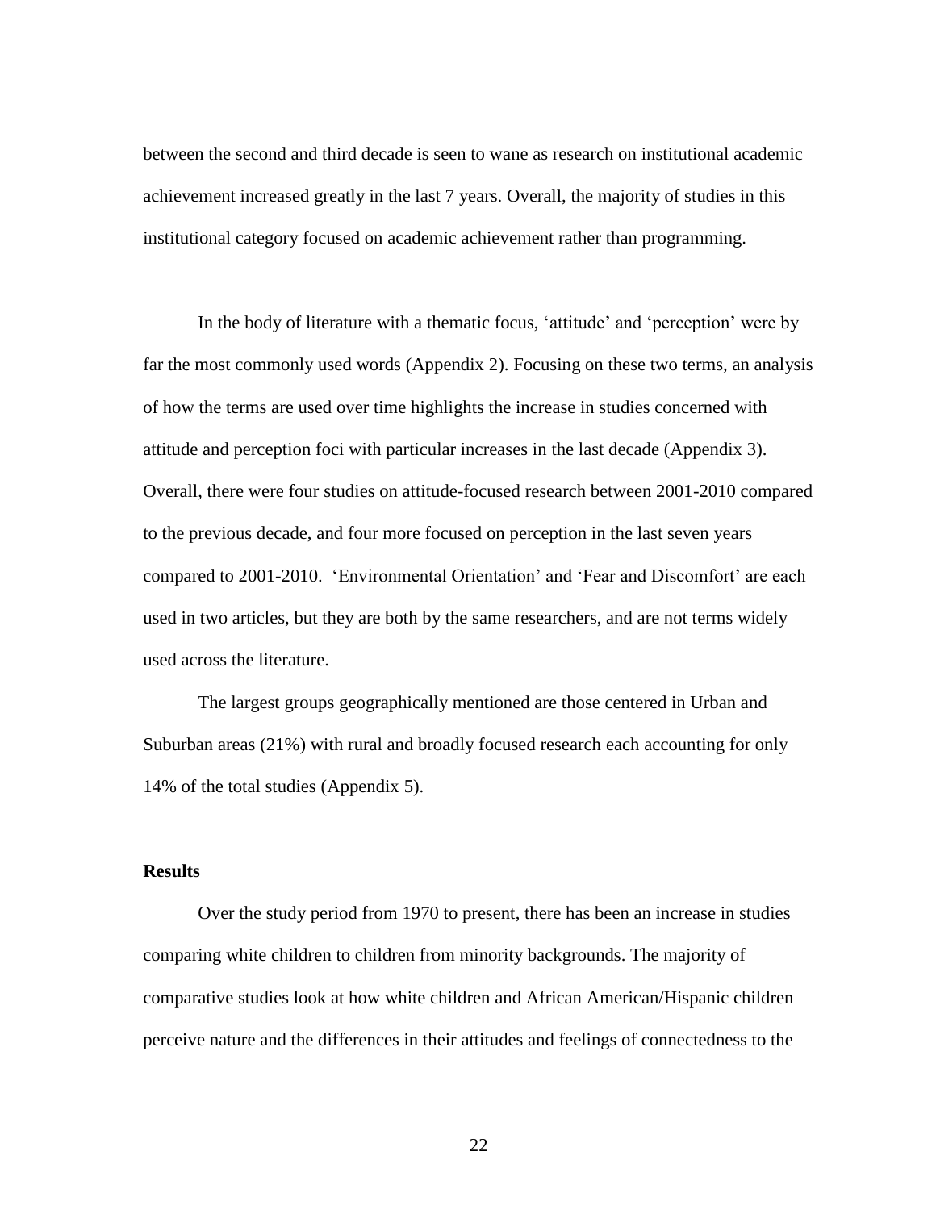between the second and third decade is seen to wane as research on institutional academic achievement increased greatly in the last 7 years. Overall, the majority of studies in this institutional category focused on academic achievement rather than programming.

In the body of literature with a thematic focus, 'attitude' and 'perception' were by far the most commonly used words (Appendix 2). Focusing on these two terms, an analysis of how the terms are used over time highlights the increase in studies concerned with attitude and perception foci with particular increases in the last decade (Appendix 3). Overall, there were four studies on attitude-focused research between 2001-2010 compared to the previous decade, and four more focused on perception in the last seven years compared to 2001-2010. 'Environmental Orientation' and 'Fear and Discomfort' are each used in two articles, but they are both by the same researchers, and are not terms widely used across the literature.

The largest groups geographically mentioned are those centered in Urban and Suburban areas (21%) with rural and broadly focused research each accounting for only 14% of the total studies (Appendix 5).

## Results

Over the study period from 1970 to present, there has been an increase in studies comparing white children to children from minority backgrounds. The majority of comparative studies look at how white children and African American/Hispanic children perceive nature and the differences in their attitudes and feelings of connectedness to the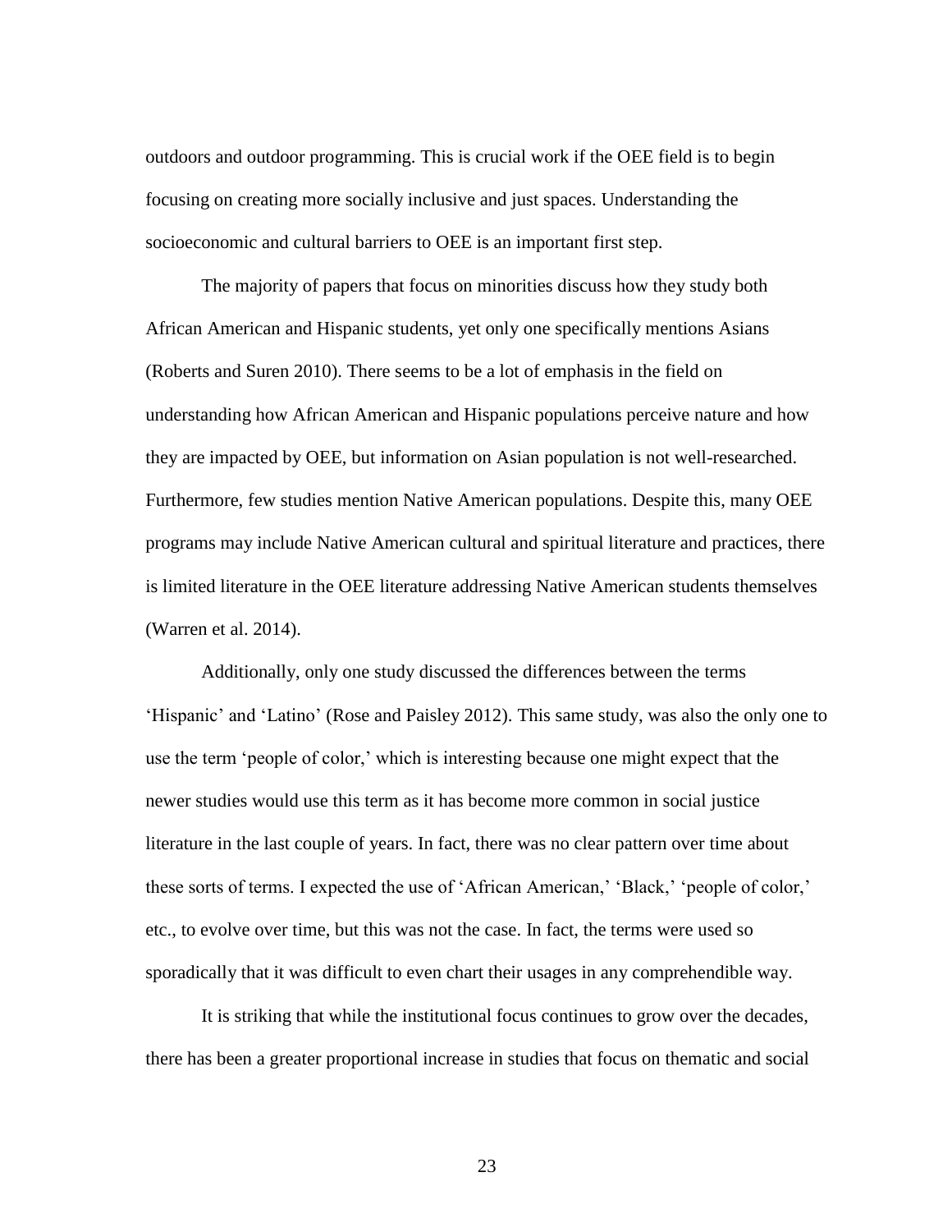outdoors and outdoor programming. This is crucial work if the OEE field is to begin focusing on creating more socially inclusive and just spaces. Understanding the socioeconomic and cultural barriers to OEE is an important first step.

The majority of papers that focus on minorities discuss how they study both African American and Hispanic students, yet only one specifically mentions Asians (Roberts and Suren 2010). There seems to be a lot of emphasis in the field on understanding how African American and Hispanic populations perceive nature and how they are impacted by OEE, but information on Asian population is not well-researched. Furthermore, few studies mention Native American populations. Despite this, many OEE programs may include Native American cultural and spiritual literature and practices, there is limited literature in the OEE literature addressing Native American students themselves (Warren et al. 2014).

Additionally, only one study discussed the differences between the terms 'Hispanic' and 'Latino' (Rose and Paisley 2012). This same study, was also the only one to use the term 'people of color,' which is interesting because one might expect that the newer studies would use this term as it has become more common in social justice literature in the last couple of years. In fact, there was no clear pattern over time about these sorts of terms. I expected the use of 'African American,' 'Black,' 'people of color,' etc., to evolve over time, but this was not the case. In fact, the terms were used so sporadically that it was difficult to even chart their usages in any comprehendible way.

It is striking that while the institutional focus continues to grow over the decades, there has been a greater proportional increase in studies that focus on thematic and social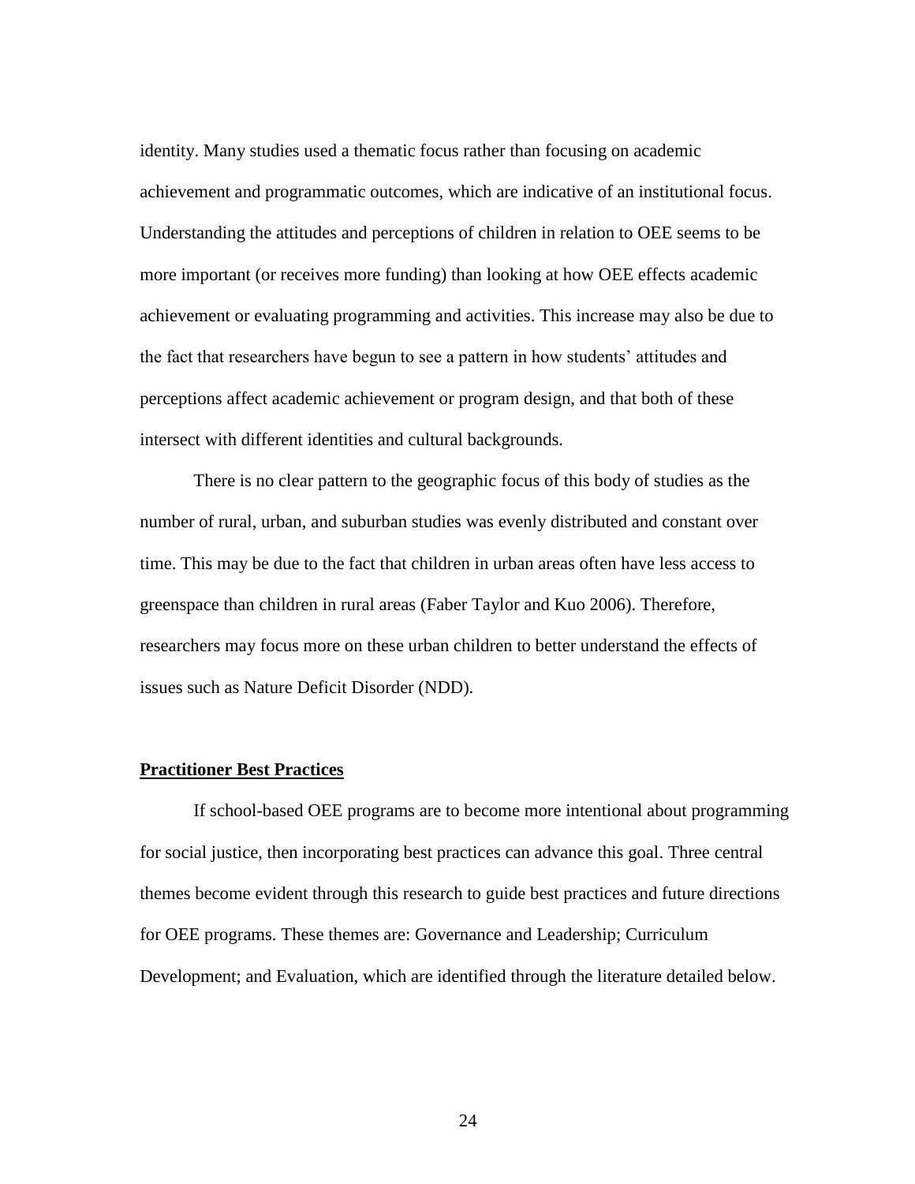identity. Many studies used a thematic focus rather than focusing on academic achievement and programmatic outcomes, which are indicative of an institutional focus. Understanding the attitudes and perceptions of children in relation to OEE seems to be more important (or receives more funding) than looking at how OEE effects academic achievement or evaluating programming and activities. This increase may also be due to the fact that researchers have begun to see a pattern in how students' attitudes and perceptions affect academic achievement or program design, and that both of these intersect with different identities and cultural backgrounds.

There is no clear pattern to the geographic focus of this body of studies as the number of rural, urban, and suburban studies was evenly distributed and constant over time. This may be due to the fact that children in urban areas often have less access to greenspace than children in rural areas (Faber Taylor and Kuo 2006). Therefore, researchers may focus more on these urban children to better understand the effects of issues such as Nature Deficit Disorder (NDD).

## Practitioner Best Practices

If school-based OEE programs are to become more intentional about programming for social justice, then incorporating best practices can advance this goal. Three central themes become evident through this research to guide best practices and future directions for OEE programs. These themes are: Governance and Leadership; Curriculum Development; and Evaluation, which are identified through the literature detailed below.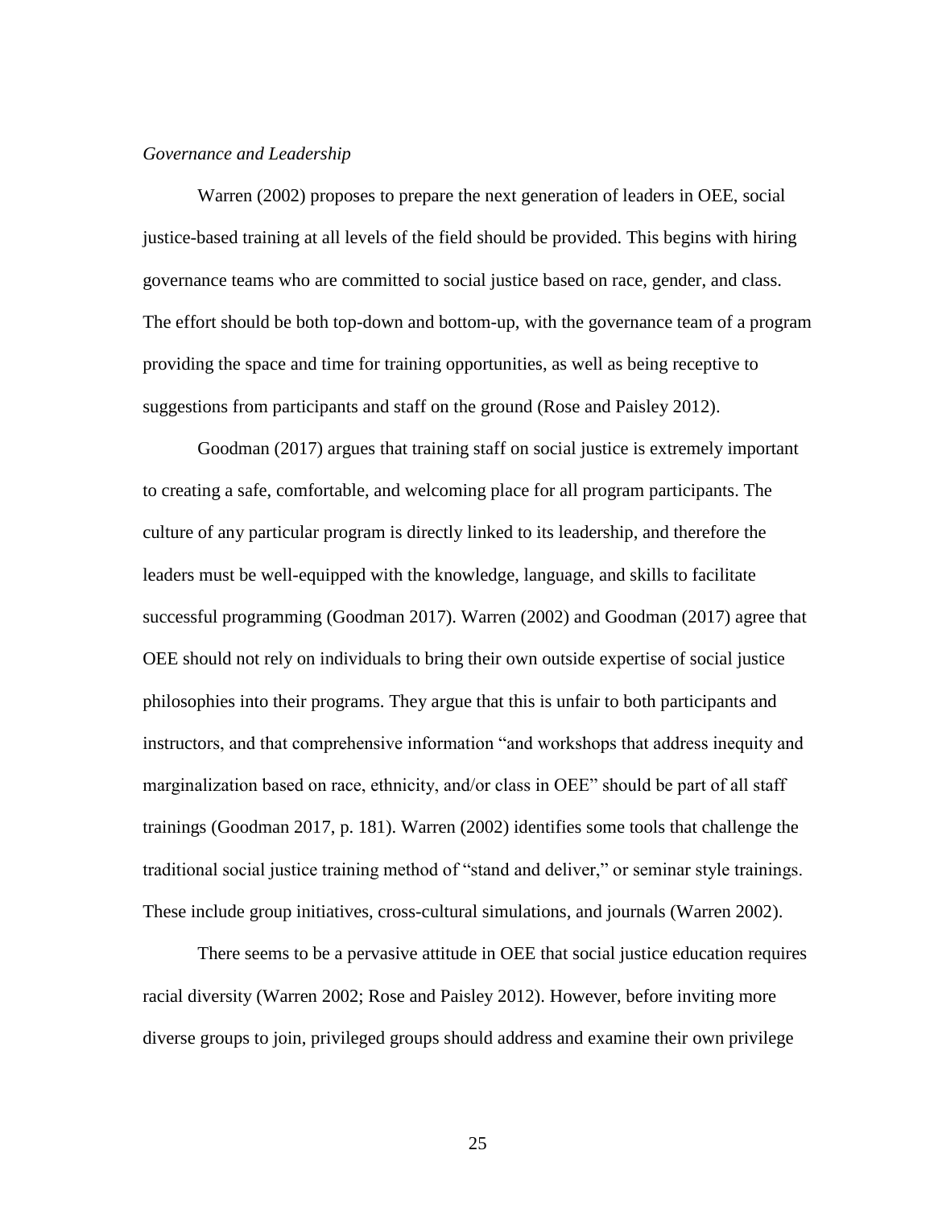*Governance and Leadership*

Warren (2002) proposes to prepare the next generation of leaders in OEE, social justice-based training at all levels of the field should be provided. This begins with hiring governance teams who are committed to social justice based on race, gender, and class. The effort should be both top-down and bottom-up, with the governance team of a program providing the space and time for training opportunities, as well as being receptive to suggestions from participants and staff on the ground (Rose and Paisley 2012).

Goodman (2017) argues that training staff on social justice is extremely important to creating a safe, comfortable, and welcoming place for all program participants. The culture of any particular program is directly linked to its leadership, and therefore the leaders must be well-equipped with the knowledge, language, and skills to facilitate successful programming (Goodman 2017). Warren (2002) and Goodman (2017) agree that OEE should not rely on individuals to bring their own outside expertise of social justice philosophies into their programs. They argue that this is unfair to both participants and instructors, and that comprehensive information "and workshops that address inequity and marginalization based on race, ethnicity, and/or class in OEE" should be part of all staff trainings (Goodman 2017, p. 181). Warren (2002) identifies some tools that challenge the traditional social justice training method of "stand and deliver," or seminar style trainings. These include group initiatives, cross-cultural simulations, and journals (Warren 2002).

There seems to be a pervasive attitude in OEE that social justice education requires racial diversity (Warren 2002; Rose and Paisley 2012). However, before inviting more diverse groups to join, privileged groups should address and examine their own privilege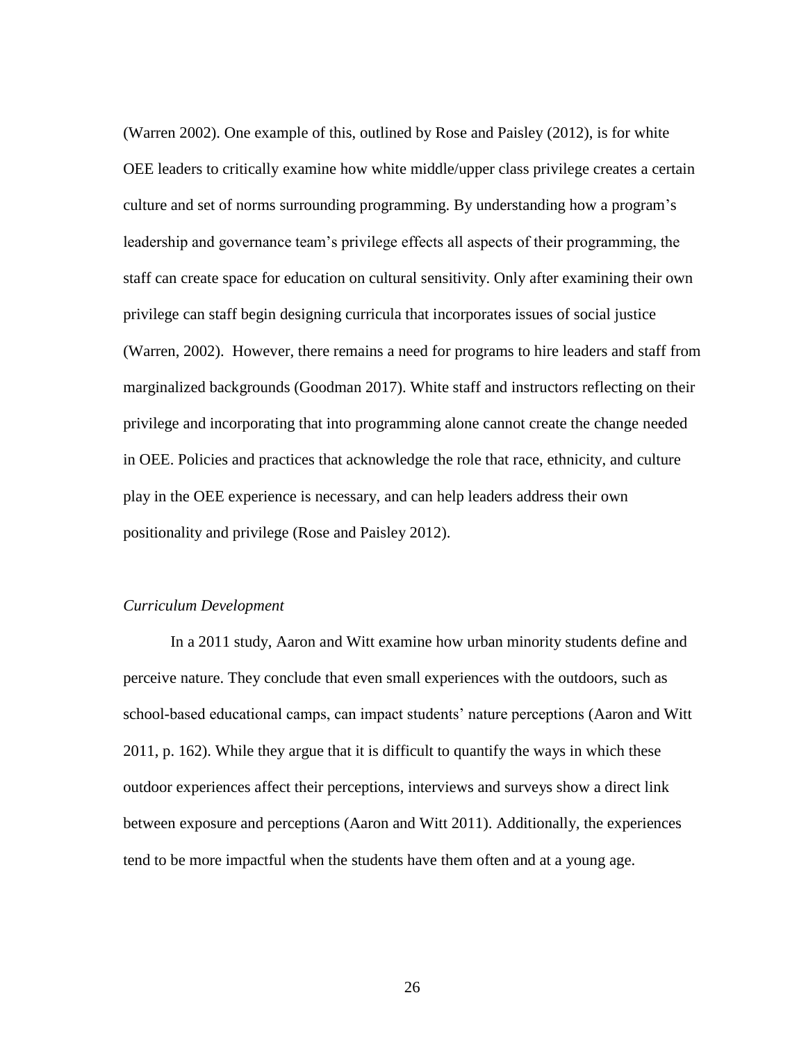(Warren 2002). One example of this, outlined by Rose and Paisley (2012), is for white OEE leaders to critically examine how white middle/upper class privilege creates a certain culture and set of norms surrounding programming. By understanding how a program's leadership and governance team's privilege effects all aspects of their programming, the staff can create space for education on cultural sensitivity. Only after examining their own privilege can staff begin designing curricula that incorporates issues of social justice (Warren, 2002). However, there remains a need for programs to hire leaders and staff from marginalized backgrounds (Goodman 2017). White staff and instructors reflecting on their privilege and incorporating that into programming alone cannot create the change needed in OEE. Policies and practices that acknowledge the role that race, ethnicity, and culture play in the OEE experience is necessary, and can help leaders address their own positionality and privilege (Rose and Paisley 2012).

*Curriculum Development*

In a 2011 study, Aaron and Witt examine how urban minority students define and perceive nature. They conclude that even small experiences with the outdoors, such as school-based educational camps, can impact students' nature perceptions (Aaron and Witt 2011, p. 162). While they argue that it is difficult to quantify the ways in which these outdoor experiences affect their perceptions, interviews and surveys show a direct link between exposure and perceptions (Aaron and Witt 2011). Additionally, the experiences tend to be more impactful when the students have them often and at a young age.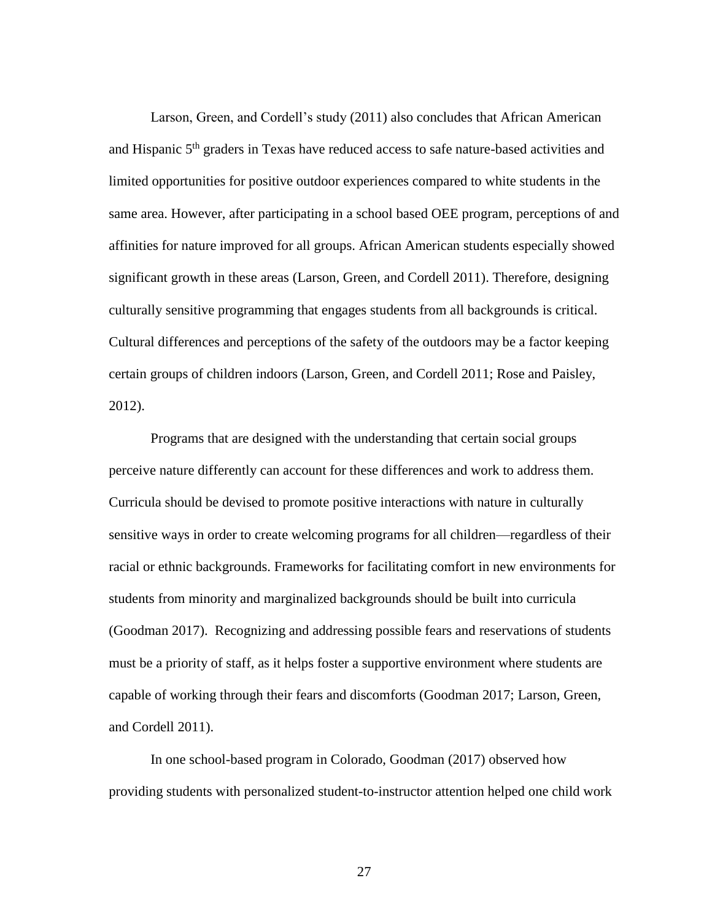Larson, Green, and Cordell's study (2011) also concludes that African American and Hispanic 5th graders in Texas have reduced access to safe nature-based activities and limited opportunities for positive outdoor experiences compared to white students in the same area. However, after participating in a school based OEE program, perceptions of and affinities for nature improved for all groups. African American students especially showed significant growth in these areas (Larson, Green, and Cordell 2011). Therefore, designing culturally sensitive programming that engages students from all backgrounds is critical. Cultural differences and perceptions of the safety of the outdoors may be a factor keeping certain groups of children indoors (Larson, Green, and Cordell 2011; Rose and Paisley, 2012).

Programs that are designed with the understanding that certain social groups perceive nature differently can account for these differences and work to address them. Curricula should be devised to promote positive interactions with nature in culturally sensitive ways in order to create welcoming programs for all children—regardless of their racial or ethnic backgrounds. Frameworks for facilitating comfort in new environments for students from minority and marginalized backgrounds should be built into curricula (Goodman 2017). Recognizing and addressing possible fears and reservations of students must be a priority of staff, as it helps foster a supportive environment where students are capable of working through their fears and discomforts (Goodman 2017; Larson, Green, and Cordell 2011).

In one school-based program in Colorado, Goodman (2017) observed how providing students with personalized student-to-instructor attention helped one child work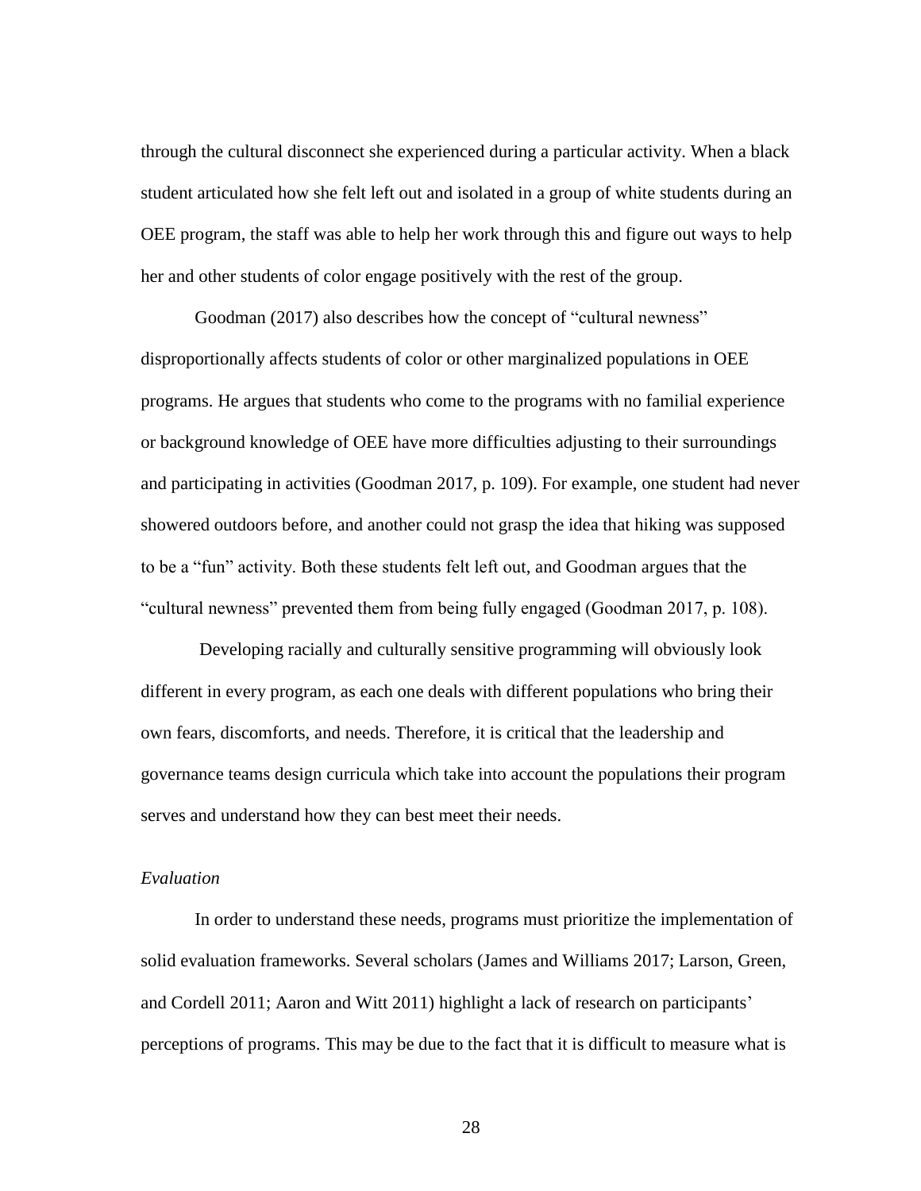through the cultural disconnect she experienced during a particular activity. When a black student articulated how she felt left out and isolated in a group of white students during an OEE program, the staff was able to help her work through this and figure out ways to help her and other students of color engage positively with the rest of the group.

Goodman (2017) also describes how the concept of "cultural newness" disproportionally affects students of color or other marginalized populations in OEE programs. He argues that students who come to the programs with no familial experience or background knowledge of OEE have more difficulties adjusting to their surroundings and participating in activities (Goodman 2017, p. 109). For example, one student had never showered outdoors before, and another could not grasp the idea that hiking was supposed to be a "fun" activity. Both these students felt left out, and Goodman argues that the "cultural newness" prevented them from being fully engaged (Goodman 2017, p. 108).

Developing racially and culturally sensitive programming will obviously look different in every program, as each one deals with different populations who bring their own fears, discomforts, and needs. Therefore, it is critical that the leadership and governance teams design curricula which take into account the populations their program serves and understand how they can best meet their needs.

*Evaluation*

In order to understand these needs, programs must prioritize the implementation of solid evaluation frameworks. Several scholars (James and Williams 2017; Larson, Green, and Cordell 2011; Aaron and Witt 2011) highlight a lack of research on participants' perceptions of programs. This may be due to the fact that it is difficult to measure what is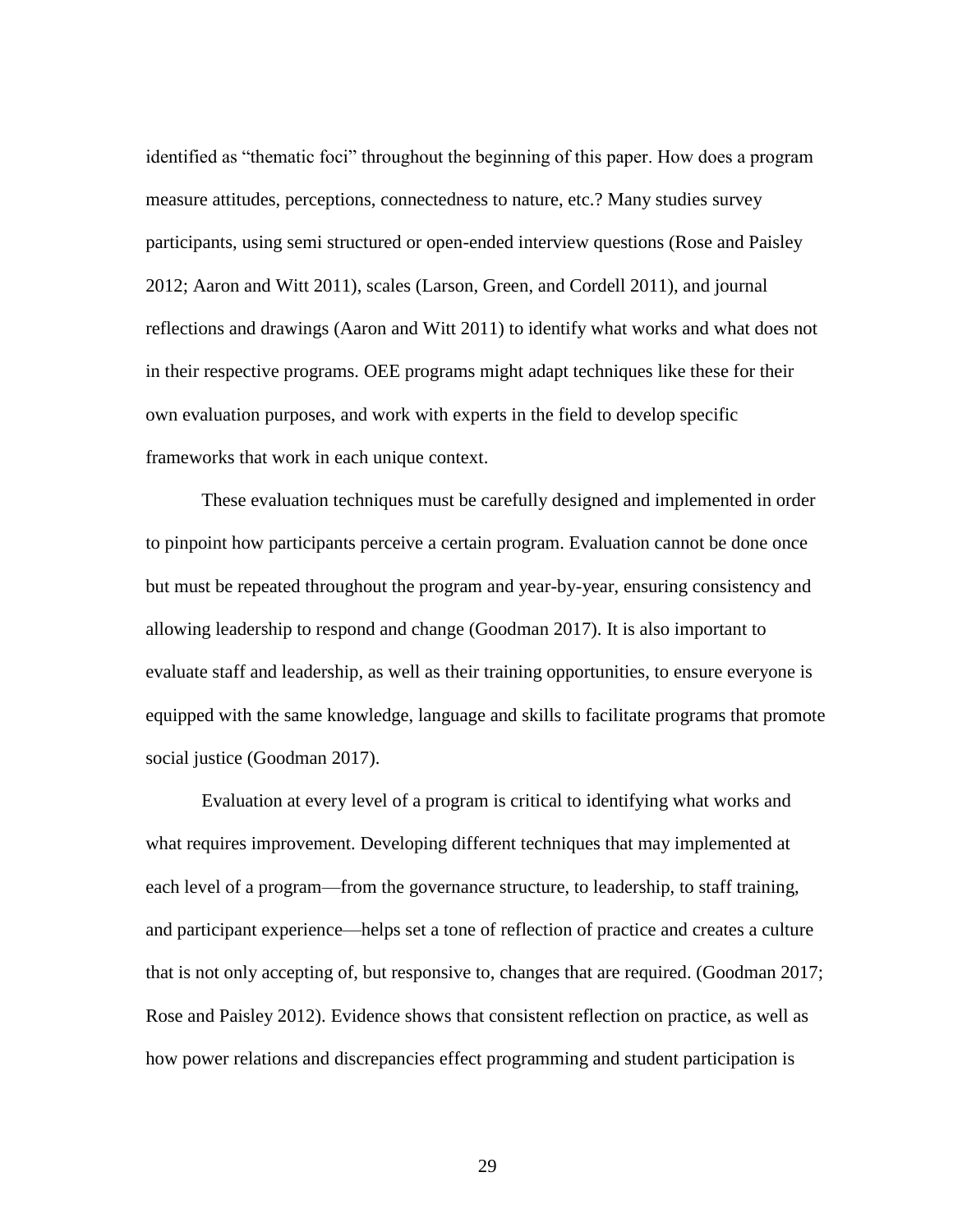identified as "thematic foci" throughout the beginning of this paper. How does a program measure attitudes, perceptions, connectedness to nature, etc.? Many studies survey participants, using semi structured or open-ended interview questions (Rose and Paisley 2012; Aaron and Witt 2011), scales (Larson, Green, and Cordell 2011), and journal reflections and drawings (Aaron and Witt 2011) to identify what works and what does not in their respective programs. OEE programs might adapt techniques like these for their own evaluation purposes, and work with experts in the field to develop specific frameworks that work in each unique context.

These evaluation techniques must be carefully designed and implemented in order to pinpoint how participants perceive a certain program. Evaluation cannot be done once but must be repeated throughout the program and year-by-year, ensuring consistency and allowing leadership to respond and change (Goodman 2017). It is also important to evaluate staff and leadership, as well as their training opportunities, to ensure everyone is equipped with the same knowledge, language and skills to facilitate programs that promote social justice (Goodman 2017).

Evaluation at every level of a program is critical to identifying what works and what requires improvement. Developing different techniques that may implemented at each level of a program—from the governance structure, to leadership, to staff training, and participant experience—helps set a tone of reflection of practice and creates a culture that is not only accepting of, but responsive to, changes that are required. (Goodman 2017; Rose and Paisley 2012). Evidence shows that consistent reflection on practice, as well as how power relations and discrepancies effect programming and student participation is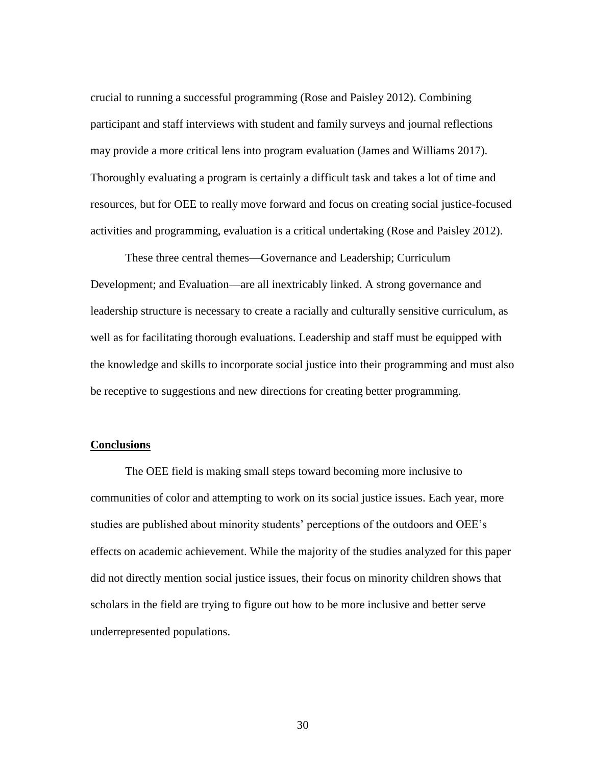crucial to running a successful programming (Rose and Paisley 2012). Combining participant and staff interviews with student and family surveys and journal reflections may provide a more critical lens into program evaluation (James and Williams 2017). Thoroughly evaluating a program is certainly a difficult task and takes a lot of time and resources, but for OEE to really move forward and focus on creating social justice-focused activities and programming, evaluation is a critical undertaking (Rose and Paisley 2012).

These three central themes—Governance and Leadership; Curriculum Development; and Evaluation—are all inextricably linked. A strong governance and leadership structure is necessary to create a racially and culturally sensitive curriculum, as well as for facilitating thorough evaluations. Leadership and staff must be equipped with the knowledge and skills to incorporate social justice into their programming and must also be receptive to suggestions and new directions for creating better programming.

## Conclusions

The OEE field is making small steps toward becoming more inclusive to communities of color and attempting to work on its social justice issues. Each year, more studies are published about minority students' perceptions of the outdoors and OEE's effects on academic achievement. While the majority of the studies analyzed for this paper did not directly mention social justice issues, their focus on minority children shows that scholars in the field are trying to figure out how to be more inclusive and better serve underrepresented populations.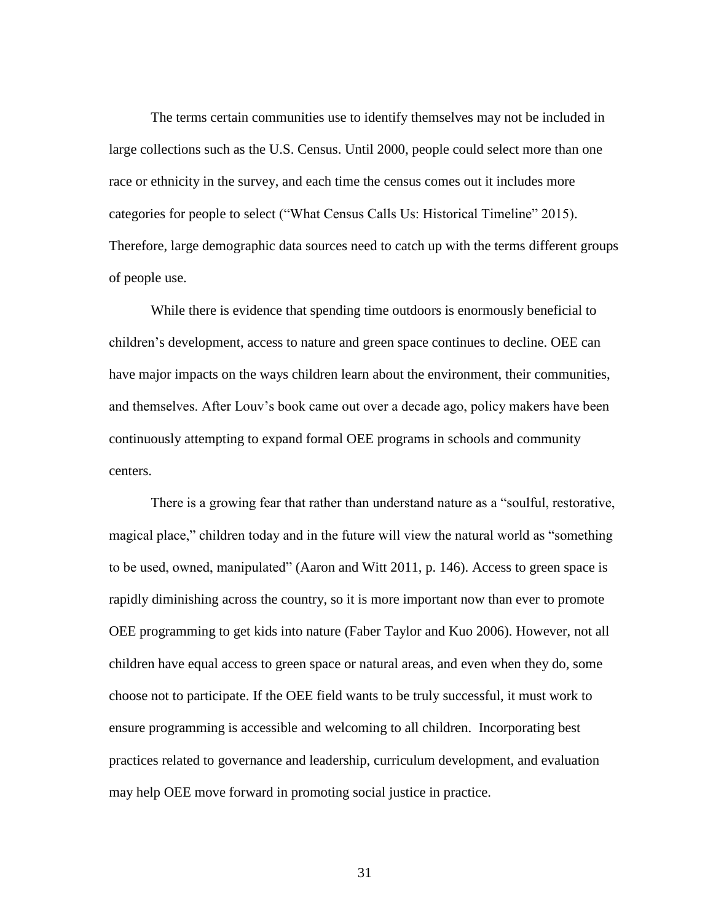The terms certain communities use to identify themselves may not be included in large collections such as the U.S. Census. Until 2000, people could select more than one race or ethnicity in the survey, and each time the census comes out it includes more categories for people to select ("What Census Calls Us: Historical Timeline" 2015). Therefore, large demographic data sources need to catch up with the terms different groups of people use.

While there is evidence that spending time outdoors is enormously beneficial to children's development, access to nature and green space continues to decline. OEE can have major impacts on the ways children learn about the environment, their communities, and themselves. After Louv's book came out over a decade ago, policy makers have been continuously attempting to expand formal OEE programs in schools and community centers.

There is a growing fear that rather than understand nature as a "soulful, restorative, magical place," children today and in the future will view the natural world as "something to be used, owned, manipulated" (Aaron and Witt 2011, p. 146). Access to green space is rapidly diminishing across the country, so it is more important now than ever to promote OEE programming to get kids into nature (Faber Taylor and Kuo 2006). However, not all children have equal access to green space or natural areas, and even when they do, some choose not to participate. If the OEE field wants to be truly successful, it must work to ensure programming is accessible and welcoming to all children. Incorporating best practices related to governance and leadership, curriculum development, and evaluation may help OEE move forward in promoting social justice in practice.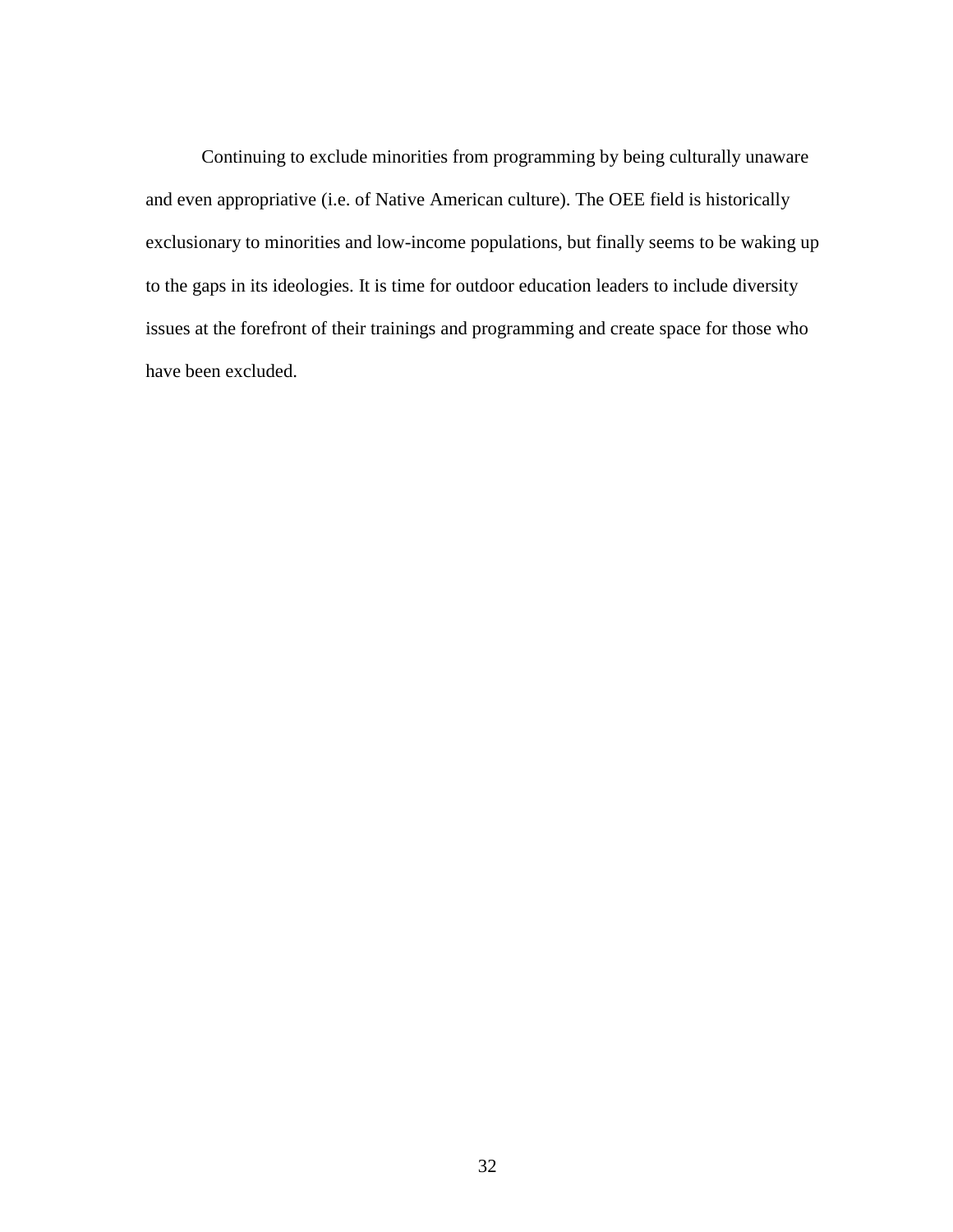Continuing to exclude minorities from programming by being culturally unaware and even appropriative (i.e. of Native American culture). The OEE field is historically exclusionary to minorities and low-income populations, but finally seems to be waking up to the gaps in its ideologies. It is time for outdoor education leaders to include diversity issues at the forefront of their trainings and programming and create space for those who have been excluded.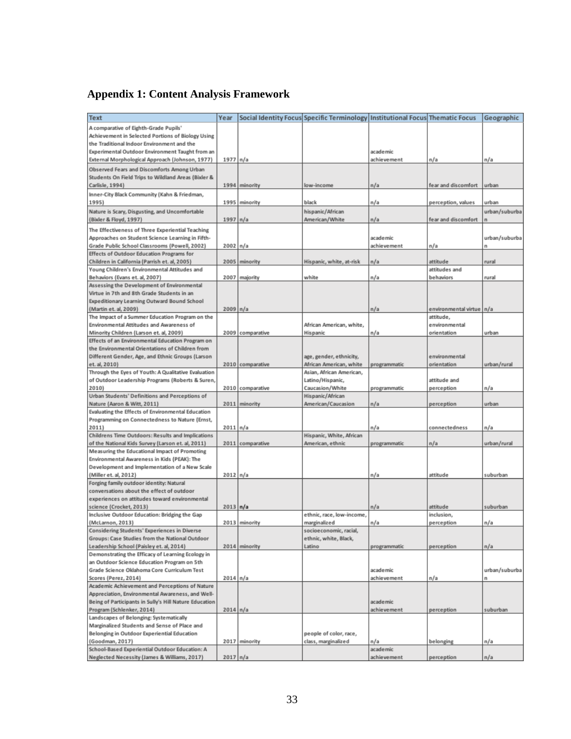## Appendix 1: Content Analysis Framework

| Text | Year | Social Identity Focus | Specific Terminology | Institutional Focus | Thematic Focus | Geographic |
|---|---|---|---|---|---|---|
| A comparative of Eighth-Grade Pupils' Achievement in Selected Portions of Biology Using the Traditional Indoor Environment and the Experimental Outdoor Environment Taught from an External Morphological Approach (Johnson, 1977) | 1977 | n/a | | academic achievement | n/a | n/a |
| Observed Fears and Discomforts Among Urban Students On Field Trips to Wildland Areas (Bixler & Carlisle, 1994) | 1994 | minority | low-income | n/a | fear and discomfort | urban |
| Inner-City Black Community (Kahn & Friedman, 1995) | 1995 | minority | black | n/a | perception, values | urban |
| Nature is Scary, Disgusting, and Uncomfortable (Bixler & Floyd, 1997) | 1997 | n/a | hispanic/African American/White | n/a | fear and discomfort | urban/suburban |
| The Effectiveness of Three Experiential Teaching Approaches on Student Science Learning in Fifth-Grade Public School Classrooms (Powell, 2002) | 2002 | n/a | | academic achievement | n/a | urban/suburban |
| Effects of Outdoor Education Programs for Children in California (Parrish et. al, 2005) | 2005 | minority | Hispanic, white, at-risk | n/a | attitude | rural |
| Young Children's Environmental Attitudes and Behaviors (Evans et. al, 2007) | 2007 | majority | white | n/a | attitudes and behaviors | rural |
| Assessing the Development of Environmental Virtue in 7th and 8th Grade Students in an Expeditionary Learning Outward Bound School (Martin et. al, 2009) | 2009 | n/a | | n/a | environmental virtue | n/a |
| The Impact of a Summer Education Program on the Environmental Attitudes and Awareness of Minority Children (Larson et. al, 2009) | 2009 | comparative | African American, white, Hispanic | n/a | attitude, environmental orientation | urban |
| Effects of an Environmental Education Program on the Environmental Orientations of Children from Different Gender, Age, and Ethnic Groups (Larson et. al, 2010) | 2010 | comparative | age, gender, ethnicity, African American, white | programmatic | environmental orientation | urban/rural |
| Through the Eyes of Youth: A Qualitative Evaluation of Outdoor Leadership Programs (Roberts & Suren, 2010) | 2010 | comparative | Asian, African American, Latino/Hispanic, Caucasion/White | programmatic | attitude and perception | n/a |
| Urban Students' Definitions and Perceptions of Nature (Aaron & Witt, 2011) | 2011 | minority | Hispanic/African American/Caucasion | n/a | perception | urban |
| Evaluating the Effects of Environmental Education Programming on Connectedness to Nature (Ernst, 2011) | 2011 | n/a | | n/a | connectedness | n/a |
| Childrens Time Outdoors: Results and Implications of the National Kids Survey (Larson et. al, 2011) | 2011 | comparative | Hispanic, White, African American, ethnic | programmatic | n/a | urban/rural |
| Measuring the Educational Impact of Promoting Environmental Awareness in Kids (PEAK): The Development and Implementation of a New Scale (Miller et. al, 2012) | 2012 | n/a | | n/a | attitude | suburban |
| Forging family outdoor identity: Natural conversations about the effect of outdoor experiences on attitudes toward environmental science (Crocket, 2013) | 2013 | n/a | | n/a | attitude | suburban |
| Inclusive Outdoor Education: Bridging the Gap (McLarnon, 2013) | 2013 | minority | ethnic, race, low-income, marginalized | n/a | inclusion, perception | n/a |
| Considering Students' Experiences in Diverse Groups: Case Studies from the National Outdoor Leadership School (Paisley et. al, 2014) | 2014 | minority | socioeconomic, racial, ethnic, white, Black, Latino | programmatic | perception | n/a |
| Demonstrating the Efficacy of Learning Ecology in an Outdoor Science Education Program on 5th Grade Science Oklahoma Core Curriculum Test Scores (Perez, 2014) | 2014 | n/a | | academic achievement | n/a | urban/suburban |
| Academic Achievement and Perceptions of Nature Appreciation, Environmental Awareness, and Well-Being of Participants in Sully's Hill Nature Education Program (Schlenker, 2014) | 2014 | n/a | | academic achievement | perception | suburban |
| Landscapes of Belonging: Systematically Marginalized Students and Sense of Place and Belonging in Outdoor Experiential Education (Goodman, 2017) | 2017 | minority | people of color, race, class, marginalized | n/a | belonging | n/a |
| School-Based Experiential Outdoor Education: A Neglected Necessity (James & Williams, 2017) | 2017 | n/a | | academic achievement | perception | n/a |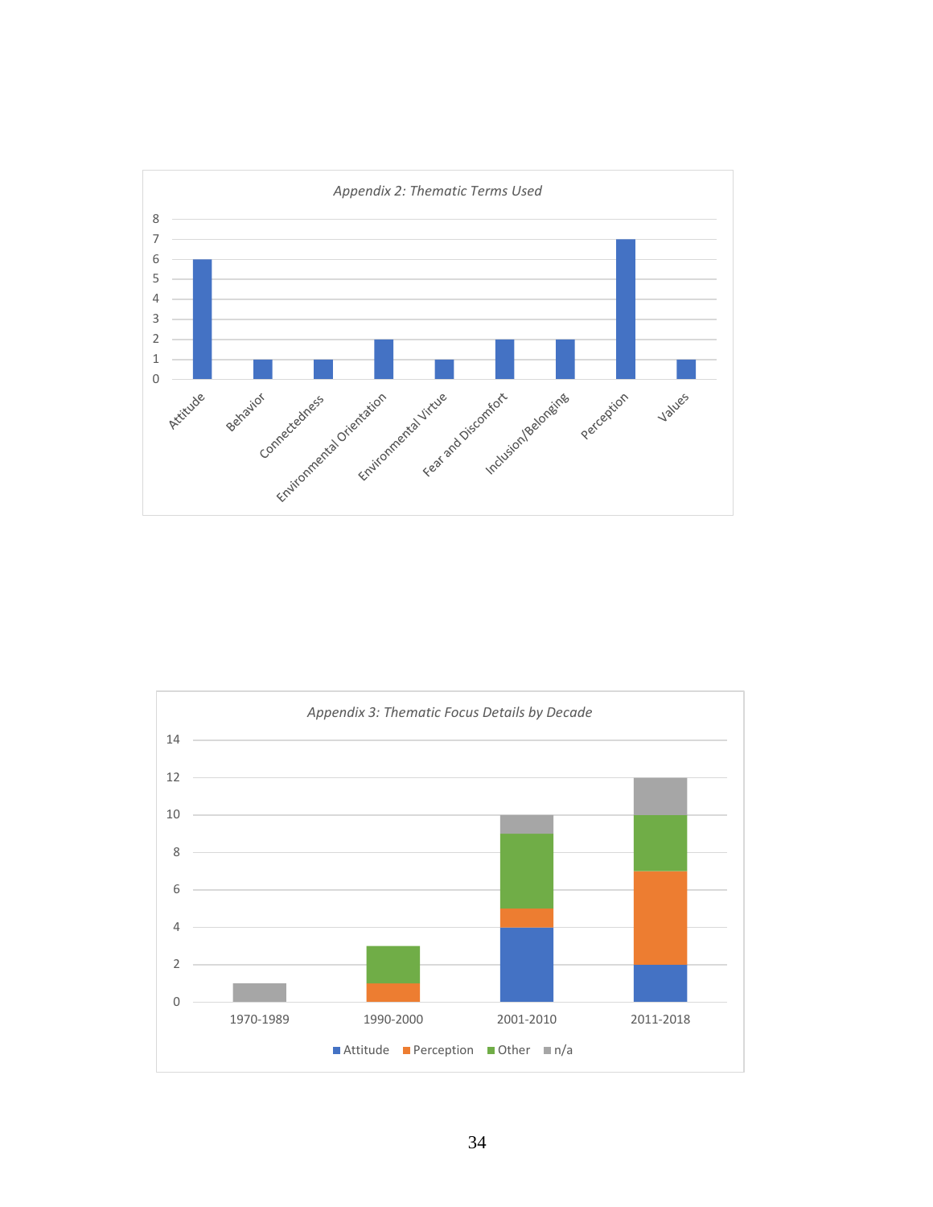*Appendix 2: Thematic Terms Used*

| Term | Count |
|---|---|
| Attitude | 6 |
| Behavior | 1 |
| Connectedness | 1 |
| Environmental Orientation | 2 |
| Environmental Virtue | 1 |
| Fear and Discomfort | 2 |
| Inclusion/Belonging | 2 |
| Perception | 7 |
| Values | 1 |

*Appendix 3: Thematic Focus Details by Decade*

| Decade | Attitude | Perception | Other | n/a |
|---|---|---|---|---|
| 1970-1989 | 0 | 0 | 0 | 1 |
| 1990-2000 | 0 | 1 | 2 | 0 |
| 2001-2010 | 4 | 1 | 4 | 1 |
| 2011-2018 | 2 | 5 | 3 | 2 |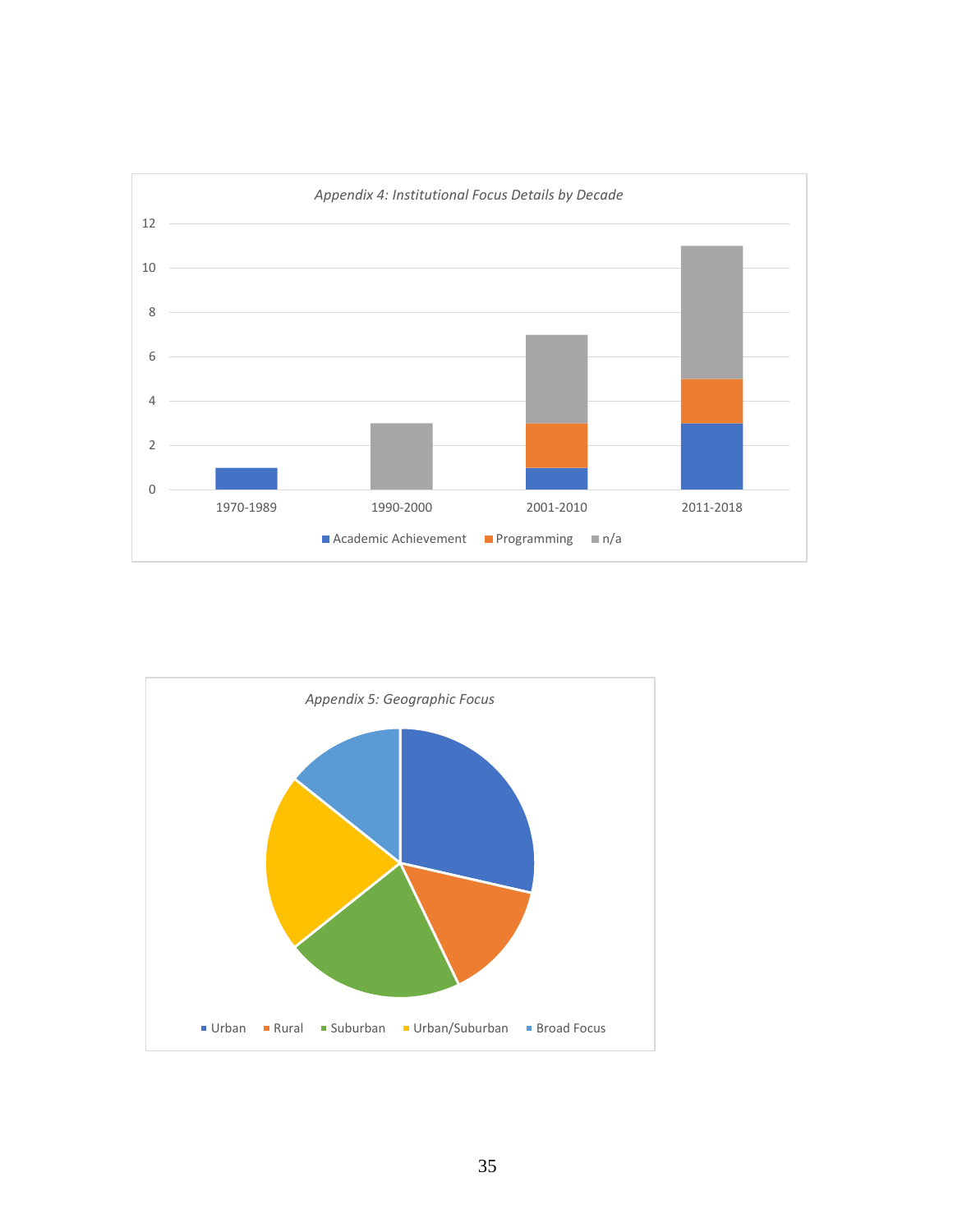*Appendix 4: Institutional Focus Details by Decade*

| Decade | Academic Achievement | Programming | n/a |
|---|---|---|---|
| 1970-1989 | 1 | 0 | 0 |
| 1990-2000 | 0 | 0 | 3 |
| 2001-2010 | 1 | 2 | 4 |
| 2011-2018 | 3 | 2 | 6 |

*Appendix 5: Geographic Focus*

Legend: Urban, Rural, Suburban, Urban/Suburban, Broad Focus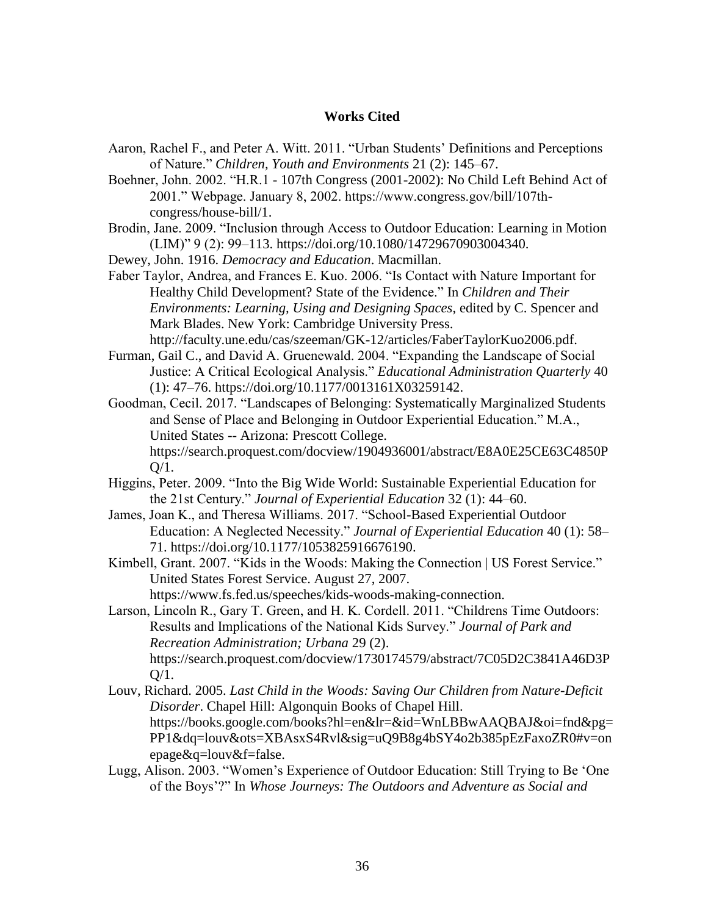## Works Cited

Aaron, Rachel F., and Peter A. Witt. 2011. "Urban Students' Definitions and Perceptions of Nature." *Children, Youth and Environments* 21 (2): 145–67.

Boehner, John. 2002. "H.R.1 - 107th Congress (2001-2002): No Child Left Behind Act of 2001." Webpage. January 8, 2002. https://www.congress.gov/bill/107th-congress/house-bill/1.

Brodin, Jane. 2009. "Inclusion through Access to Outdoor Education: Learning in Motion (LIM)" 9 (2): 99–113. https://doi.org/10.1080/14729670903004340.

Dewey, John. 1916. *Democracy and Education*. Macmillan.

Faber Taylor, Andrea, and Frances E. Kuo. 2006. "Is Contact with Nature Important for Healthy Child Development? State of the Evidence." In *Children and Their Environments: Learning, Using and Designing Spaces*, edited by C. Spencer and Mark Blades. New York: Cambridge University Press. http://faculty.une.edu/cas/szeeman/GK-12/articles/FaberTaylorKuo2006.pdf.

Furman, Gail C., and David A. Gruenewald. 2004. "Expanding the Landscape of Social Justice: A Critical Ecological Analysis." *Educational Administration Quarterly* 40 (1): 47–76. https://doi.org/10.1177/0013161X03259142.

Goodman, Cecil. 2017. "Landscapes of Belonging: Systematically Marginalized Students and Sense of Place and Belonging in Outdoor Experiential Education." M.A., United States -- Arizona: Prescott College. https://search.proquest.com/docview/1904936001/abstract/E8A0E25CE63C4850PQ/1.

Higgins, Peter. 2009. "Into the Big Wide World: Sustainable Experiential Education for the 21st Century." *Journal of Experiential Education* 32 (1): 44–60.

James, Joan K., and Theresa Williams. 2017. "School-Based Experiential Outdoor Education: A Neglected Necessity." *Journal of Experiential Education* 40 (1): 58–71. https://doi.org/10.1177/1053825916676190.

Kimbell, Grant. 2007. "Kids in the Woods: Making the Connection | US Forest Service." United States Forest Service. August 27, 2007. https://www.fs.fed.us/speeches/kids-woods-making-connection.

Larson, Lincoln R., Gary T. Green, and H. K. Cordell. 2011. "Childrens Time Outdoors: Results and Implications of the National Kids Survey." *Journal of Park and Recreation Administration; Urbana* 29 (2). https://search.proquest.com/docview/1730174579/abstract/7C05D2C3841A46D3PQ/1.

Louv, Richard. 2005. *Last Child in the Woods: Saving Our Children from Nature-Deficit Disorder*. Chapel Hill: Algonquin Books of Chapel Hill. https://books.google.com/books?hl=en&lr=&id=WnLBBwAAQBAJ&oi=fnd&pg=PP1&dq=louv&ots=XBAsxS4Rvl&sig=uQ9B8g4bSY4o2b385pEzFaxoZR0#v=onepage&q=louv&f=false.

Lugg, Alison. 2003. "Women's Experience of Outdoor Education: Still Trying to Be 'One of the Boys'?" In *Whose Journeys: The Outdoors and Adventure as Social and*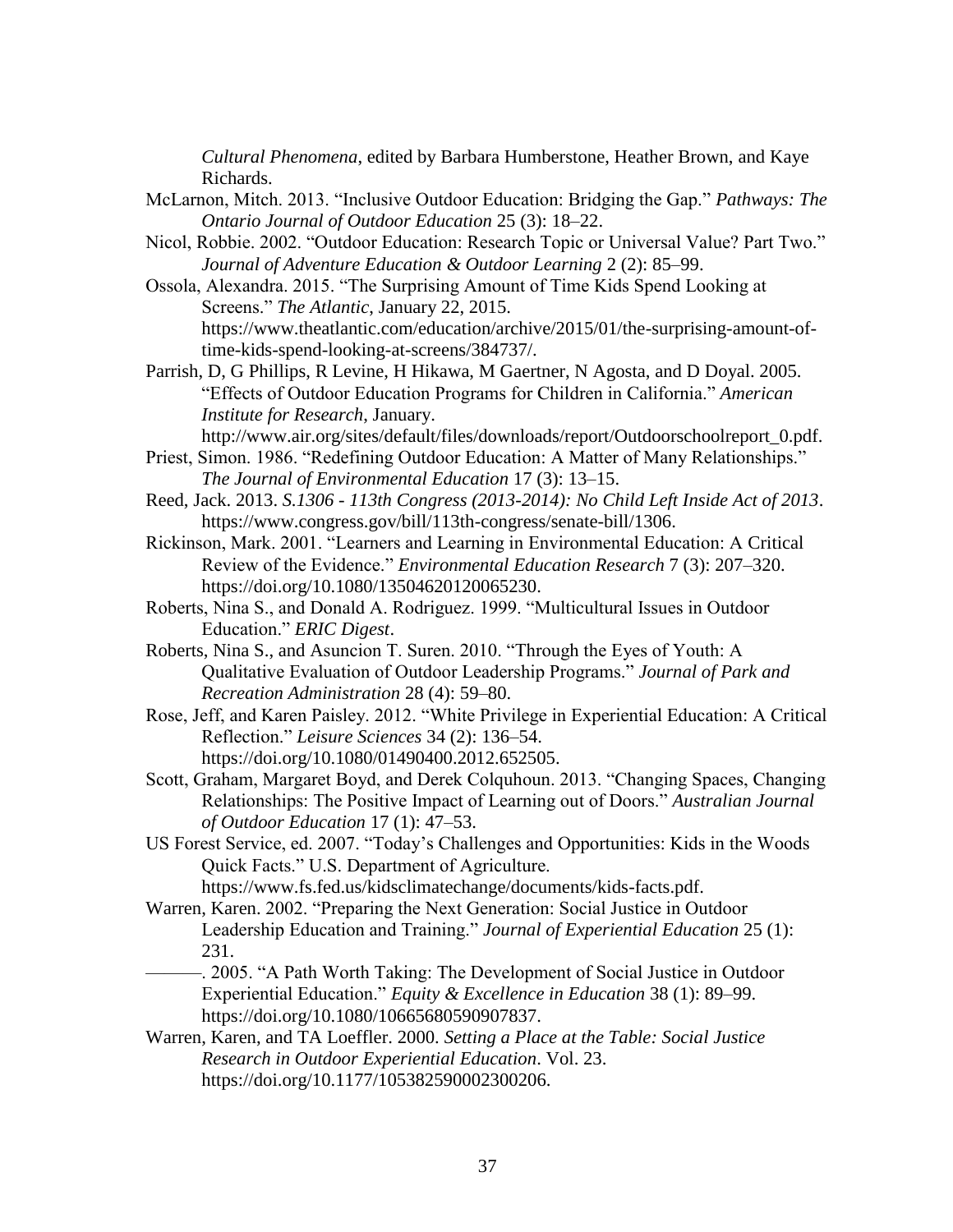*Cultural Phenomena*, edited by Barbara Humberstone, Heather Brown, and Kaye Richards.

McLarnon, Mitch. 2013. "Inclusive Outdoor Education: Bridging the Gap." *Pathways: The Ontario Journal of Outdoor Education* 25 (3): 18–22.

Nicol, Robbie. 2002. "Outdoor Education: Research Topic or Universal Value? Part Two." *Journal of Adventure Education & Outdoor Learning* 2 (2): 85–99.

Ossola, Alexandra. 2015. "The Surprising Amount of Time Kids Spend Looking at Screens." *The Atlantic*, January 22, 2015. https://www.theatlantic.com/education/archive/2015/01/the-surprising-amount-of-time-kids-spend-looking-at-screens/384737/.

Parrish, D, G Phillips, R Levine, H Hikawa, M Gaertner, N Agosta, and D Doyal. 2005. "Effects of Outdoor Education Programs for Children in California." *American Institute for Research*, January. http://www.air.org/sites/default/files/downloads/report/Outdoorschoolreport_0.pdf.

Priest, Simon. 1986. "Redefining Outdoor Education: A Matter of Many Relationships." *The Journal of Environmental Education* 17 (3): 13–15.

Reed, Jack. 2013. *S.1306 - 113th Congress (2013-2014): No Child Left Inside Act of 2013*. https://www.congress.gov/bill/113th-congress/senate-bill/1306.

Rickinson, Mark. 2001. "Learners and Learning in Environmental Education: A Critical Review of the Evidence." *Environmental Education Research* 7 (3): 207–320. https://doi.org/10.1080/13504620120065230.

Roberts, Nina S., and Donald A. Rodriguez. 1999. "Multicultural Issues in Outdoor Education." *ERIC Digest*.

Roberts, Nina S., and Asuncion T. Suren. 2010. "Through the Eyes of Youth: A Qualitative Evaluation of Outdoor Leadership Programs." *Journal of Park and Recreation Administration* 28 (4): 59–80.

Rose, Jeff, and Karen Paisley. 2012. "White Privilege in Experiential Education: A Critical Reflection." *Leisure Sciences* 34 (2): 136–54. https://doi.org/10.1080/01490400.2012.652505.

Scott, Graham, Margaret Boyd, and Derek Colquhoun. 2013. "Changing Spaces, Changing Relationships: The Positive Impact of Learning out of Doors." *Australian Journal of Outdoor Education* 17 (1): 47–53.

US Forest Service, ed. 2007. "Today's Challenges and Opportunities: Kids in the Woods Quick Facts." U.S. Department of Agriculture. https://www.fs.fed.us/kidsclimatechange/documents/kids-facts.pdf.

Warren, Karen. 2002. "Preparing the Next Generation: Social Justice in Outdoor Leadership Education and Training." *Journal of Experiential Education* 25 (1): 231.

———. 2005. "A Path Worth Taking: The Development of Social Justice in Outdoor Experiential Education." *Equity & Excellence in Education* 38 (1): 89–99. https://doi.org/10.1080/10665680590907837.

Warren, Karen, and TA Loeffler. 2000. *Setting a Place at the Table: Social Justice Research in Outdoor Experiential Education*. Vol. 23. https://doi.org/10.1177/105382590002300206.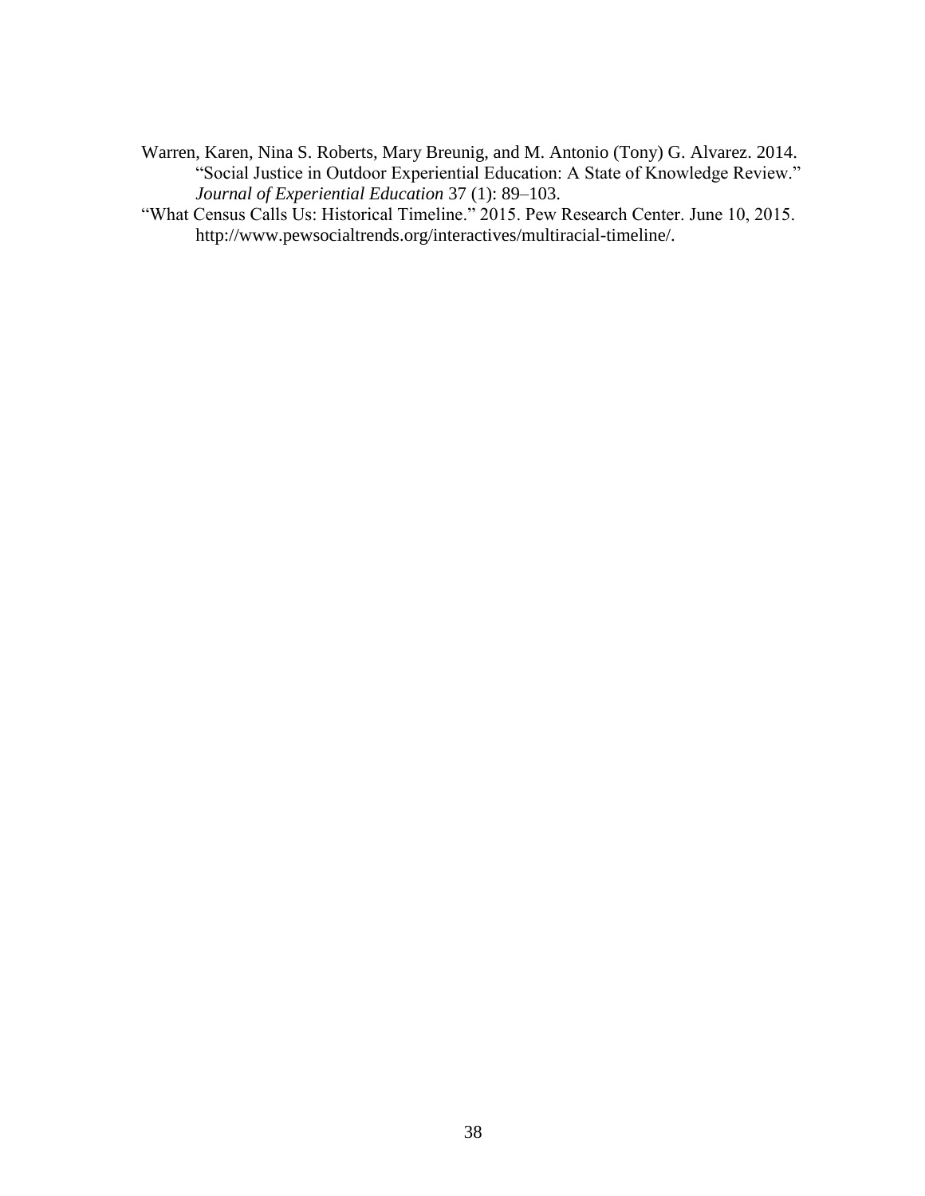Warren, Karen, Nina S. Roberts, Mary Breunig, and M. Antonio (Tony) G. Alvarez. 2014. "Social Justice in Outdoor Experiential Education: A State of Knowledge Review." *Journal of Experiential Education* 37 (1): 89–103.

"What Census Calls Us: Historical Timeline." 2015. Pew Research Center. June 10, 2015. http://www.pewsocialtrends.org/interactives/multiracial-timeline/.